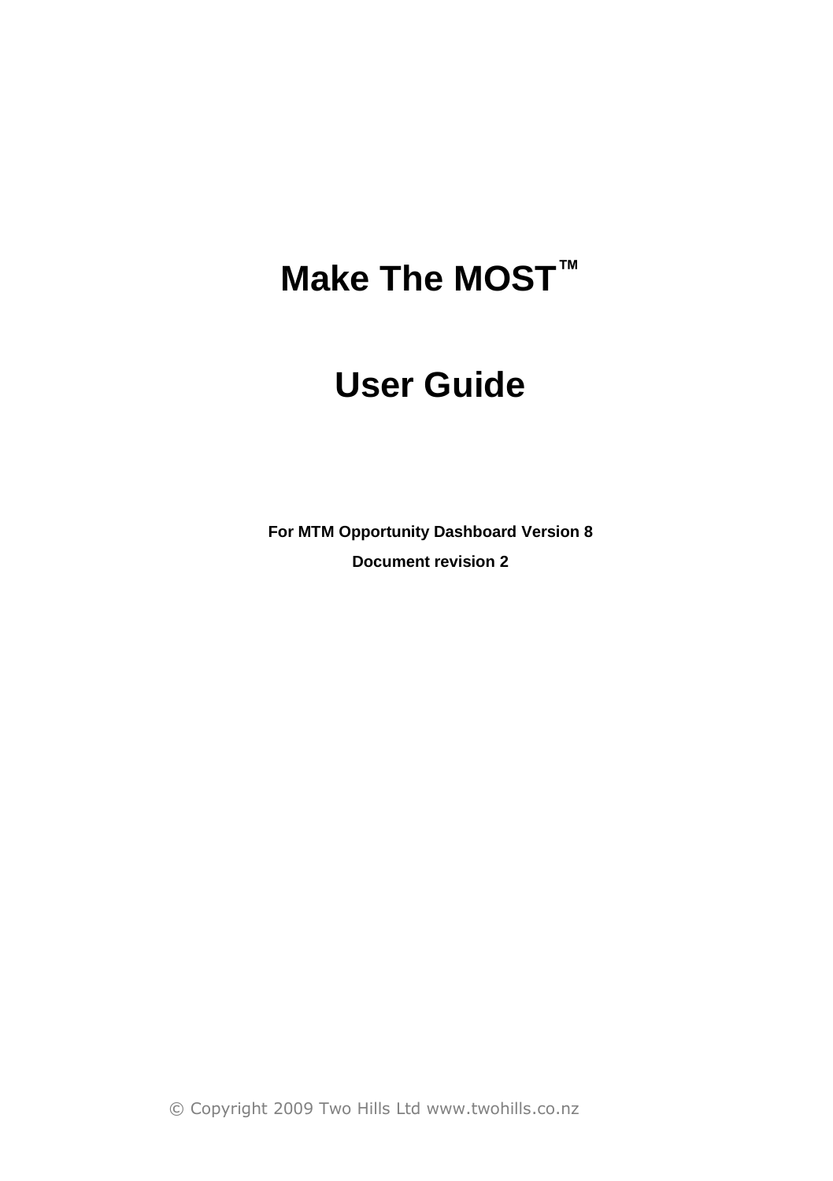# Make The MOST™

# User Guide

**For MTM Opportunity Dashboard Version 8**

**Document revision 2**

© Copyright 2009 Two Hills Ltd www.twohills.co.nz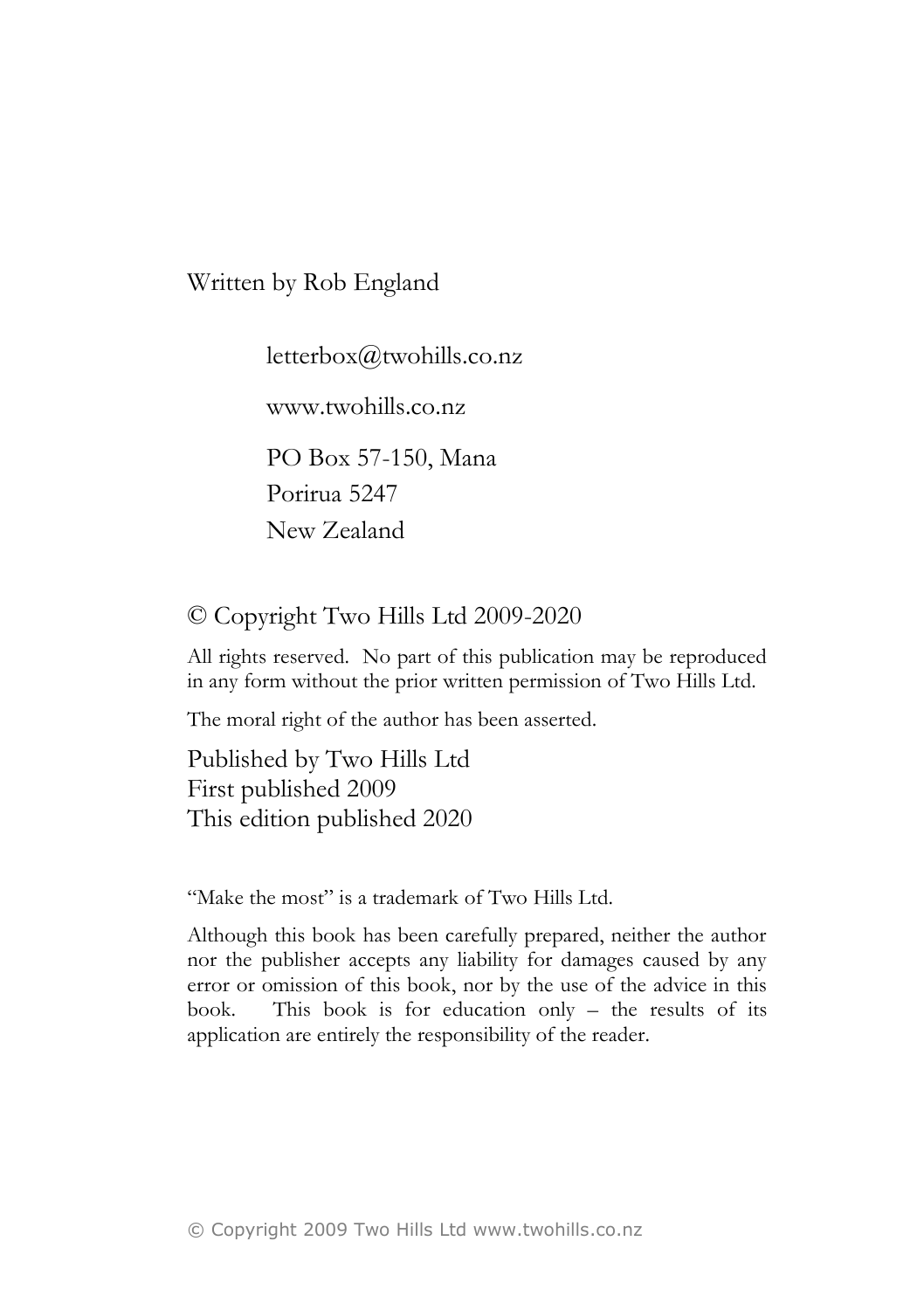Written by Rob England

letterbox@twohills.co.nz

www.twohills.co.nz

PO Box 57-150, Mana  
Porirua 5247  
New Zealand

© Copyright Two Hills Ltd 2009-2020

All rights reserved. No part of this publication may be reproduced in any form without the prior written permission of Two Hills Ltd.

The moral right of the author has been asserted.

Published by Two Hills Ltd  
First published 2009  
This edition published 2020

"Make the most" is a trademark of Two Hills Ltd.

Although this book has been carefully prepared, neither the author nor the publisher accepts any liability for damages caused by any error or omission of this book, nor by the use of the advice in this book. This book is for education only – the results of its application are entirely the responsibility of the reader.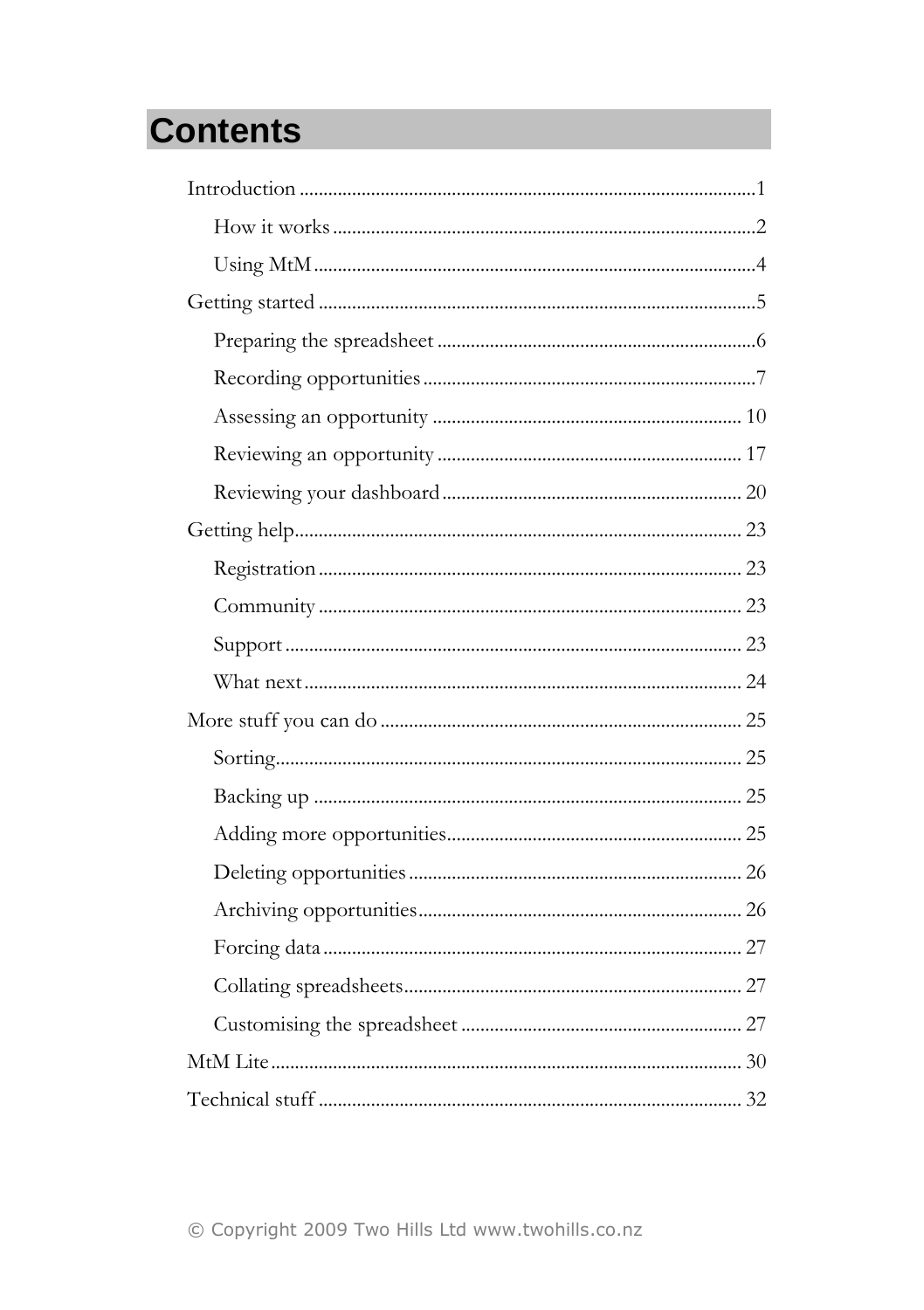# Contents

Introduction ...1

- How it works ...2
- Using MtM ...4

Getting started ...5

- Preparing the spreadsheet ...6
- Recording opportunities ...7
- Assessing an opportunity ...10
- Reviewing an opportunity ...17
- Reviewing your dashboard ...20

Getting help ...23

- Registration ...23
- Community ...23
- Support ...23
- What next ...24

More stuff you can do ...25

- Sorting ...25
- Backing up ...25
- Adding more opportunities ...25
- Deleting opportunities ...26
- Archiving opportunities ...26
- Forcing data ...27
- Collating spreadsheets ...27
- Customising the spreadsheet ...27

MtM Lite ...30

Technical stuff ...32

© Copyright 2009 Two Hills Ltd www.twohills.co.nz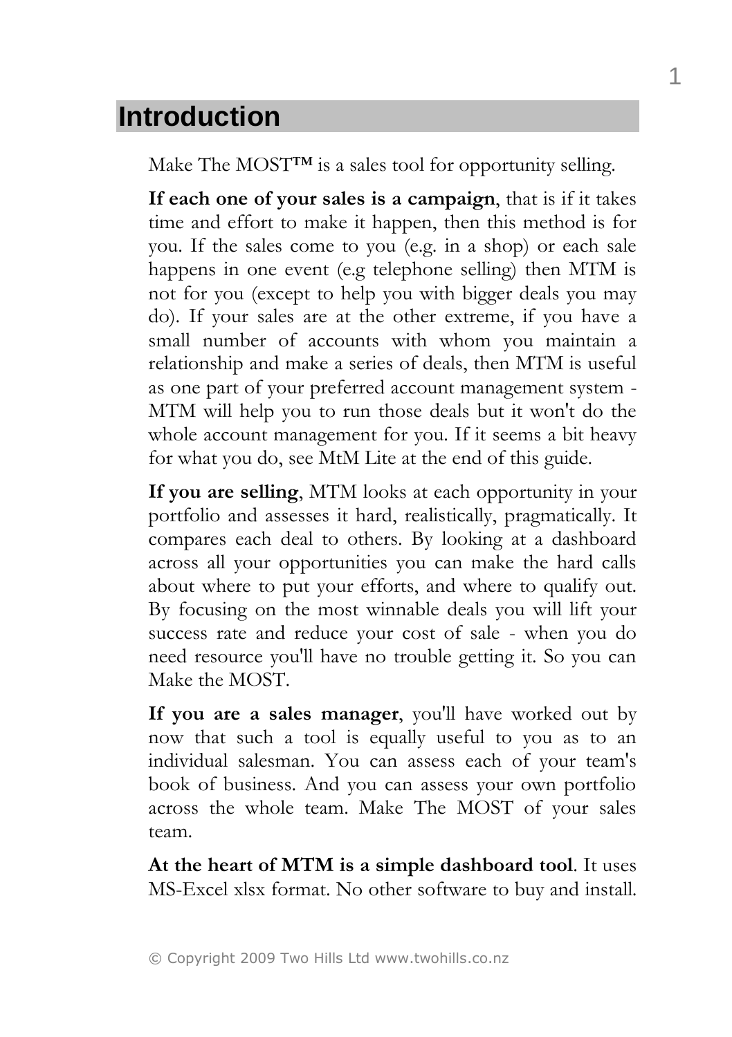# Introduction

Make The MOST™ is a sales tool for opportunity selling.

**If each one of your sales is a campaign**, that is if it takes time and effort to make it happen, then this method is for you. If the sales come to you (e.g. in a shop) or each sale happens in one event (e.g telephone selling) then MTM is not for you (except to help you with bigger deals you may do). If your sales are at the other extreme, if you have a small number of accounts with whom you maintain a relationship and make a series of deals, then MTM is useful as one part of your preferred account management system - MTM will help you to run those deals but it won't do the whole account management for you. If it seems a bit heavy for what you do, see MtM Lite at the end of this guide.

**If you are selling**, MTM looks at each opportunity in your portfolio and assesses it hard, realistically, pragmatically. It compares each deal to others. By looking at a dashboard across all your opportunities you can make the hard calls about where to put your efforts, and where to qualify out. By focusing on the most winnable deals you will lift your success rate and reduce your cost of sale - when you do need resource you'll have no trouble getting it. So you can Make the MOST.

**If you are a sales manager**, you'll have worked out by now that such a tool is equally useful to you as to an individual salesman. You can assess each of your team's book of business. And you can assess your own portfolio across the whole team. Make The MOST of your sales team.

**At the heart of MTM is a simple dashboard tool**. It uses MS-Excel xlsx format. No other software to buy and install.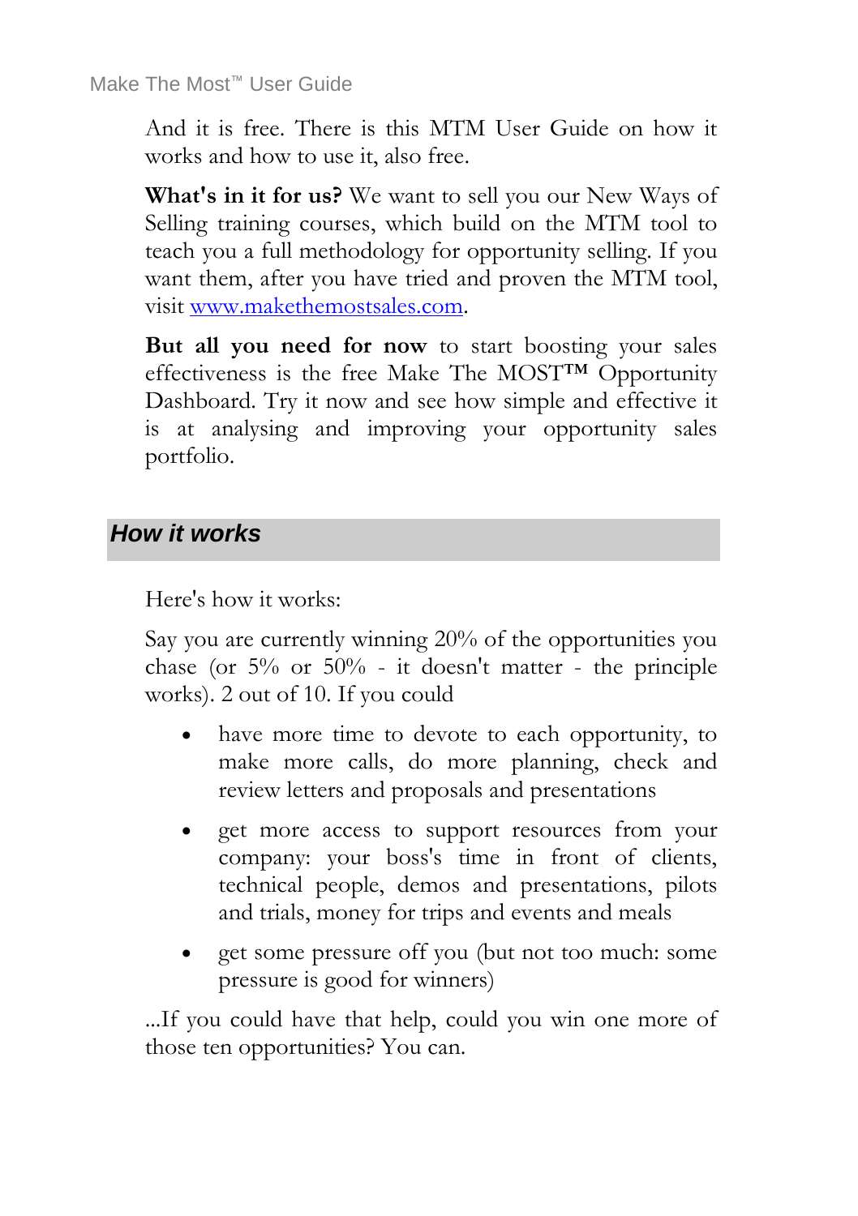And it is free. There is this MTM User Guide on how it works and how to use it, also free.

**What's in it for us?** We want to sell you our New Ways of Selling training courses, which build on the MTM tool to teach you a full methodology for opportunity selling. If you want them, after you have tried and proven the MTM tool, visit [www.makethemostsales.com](http://www.makethemostsales.com).

**But all you need for now** to start boosting your sales effectiveness is the free Make The MOST™ Opportunity Dashboard. Try it now and see how simple and effective it is at analysing and improving your opportunity sales portfolio.

## *How it works*

Here's how it works:

Say you are currently winning 20% of the opportunities you chase (or 5% or 50% - it doesn't matter - the principle works). 2 out of 10. If you could

- have more time to devote to each opportunity, to make more calls, do more planning, check and review letters and proposals and presentations
- get more access to support resources from your company: your boss's time in front of clients, technical people, demos and presentations, pilots and trials, money for trips and events and meals
- get some pressure off you (but not too much: some pressure is good for winners)

...If you could have that help, could you win one more of those ten opportunities? You can.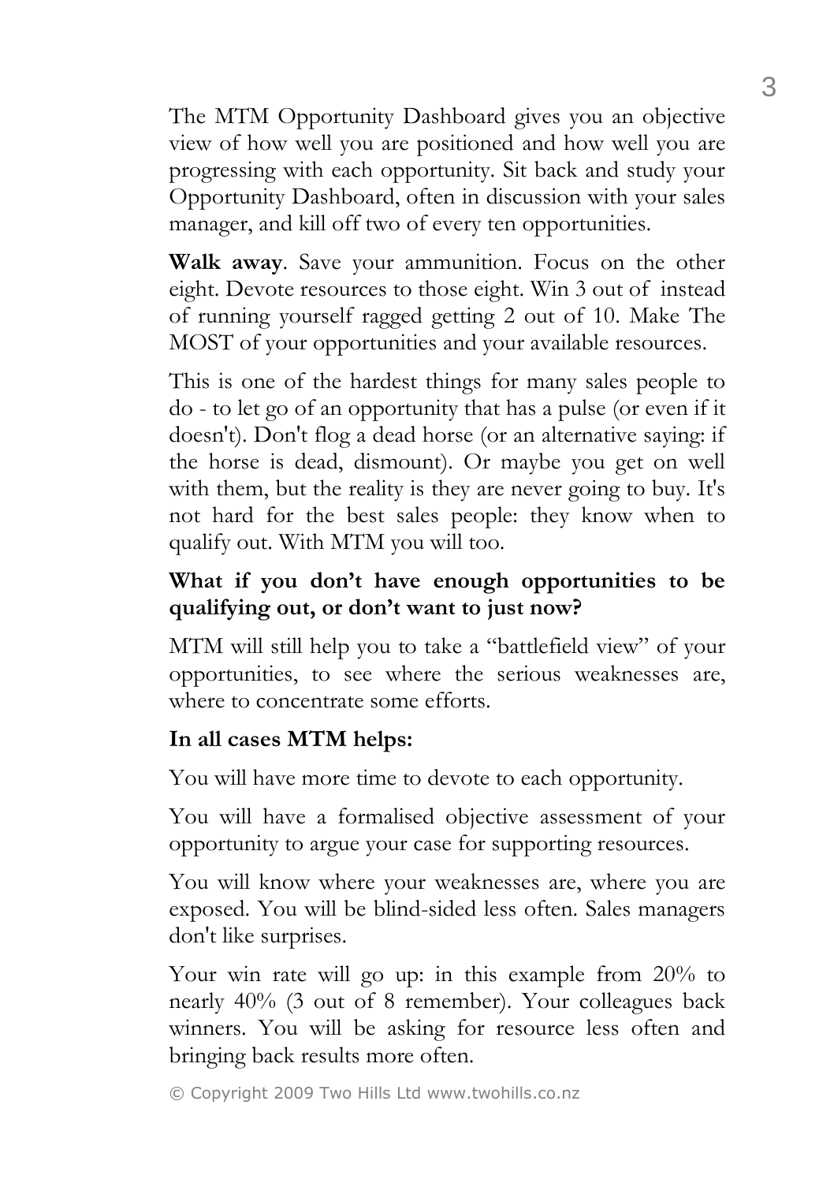The MTM Opportunity Dashboard gives you an objective view of how well you are positioned and how well you are progressing with each opportunity. Sit back and study your Opportunity Dashboard, often in discussion with your sales manager, and kill off two of every ten opportunities.

**Walk away**. Save your ammunition. Focus on the other eight. Devote resources to those eight. Win 3 out of  instead of running yourself ragged getting 2 out of 10. Make The MOST of your opportunities and your available resources.

This is one of the hardest things for many sales people to do - to let go of an opportunity that has a pulse (or even if it doesn't). Don't flog a dead horse (or an alternative saying: if the horse is dead, dismount). Or maybe you get on well with them, but the reality is they are never going to buy. It's not hard for the best sales people: they know when to qualify out. With MTM you will too.

**What if you don't have enough opportunities to be qualifying out, or don't want to just now?**

MTM will still help you to take a "battlefield view" of your opportunities, to see where the serious weaknesses are, where to concentrate some efforts.

**In all cases MTM helps:**

You will have more time to devote to each opportunity.

You will have a formalised objective assessment of your opportunity to argue your case for supporting resources.

You will know where your weaknesses are, where you are exposed. You will be blind-sided less often. Sales managers don't like surprises.

Your win rate will go up: in this example from 20% to nearly 40% (3 out of 8 remember). Your colleagues back winners. You will be asking for resource less often and bringing back results more often.

© Copyright 2009 Two Hills Ltd www.twohills.co.nz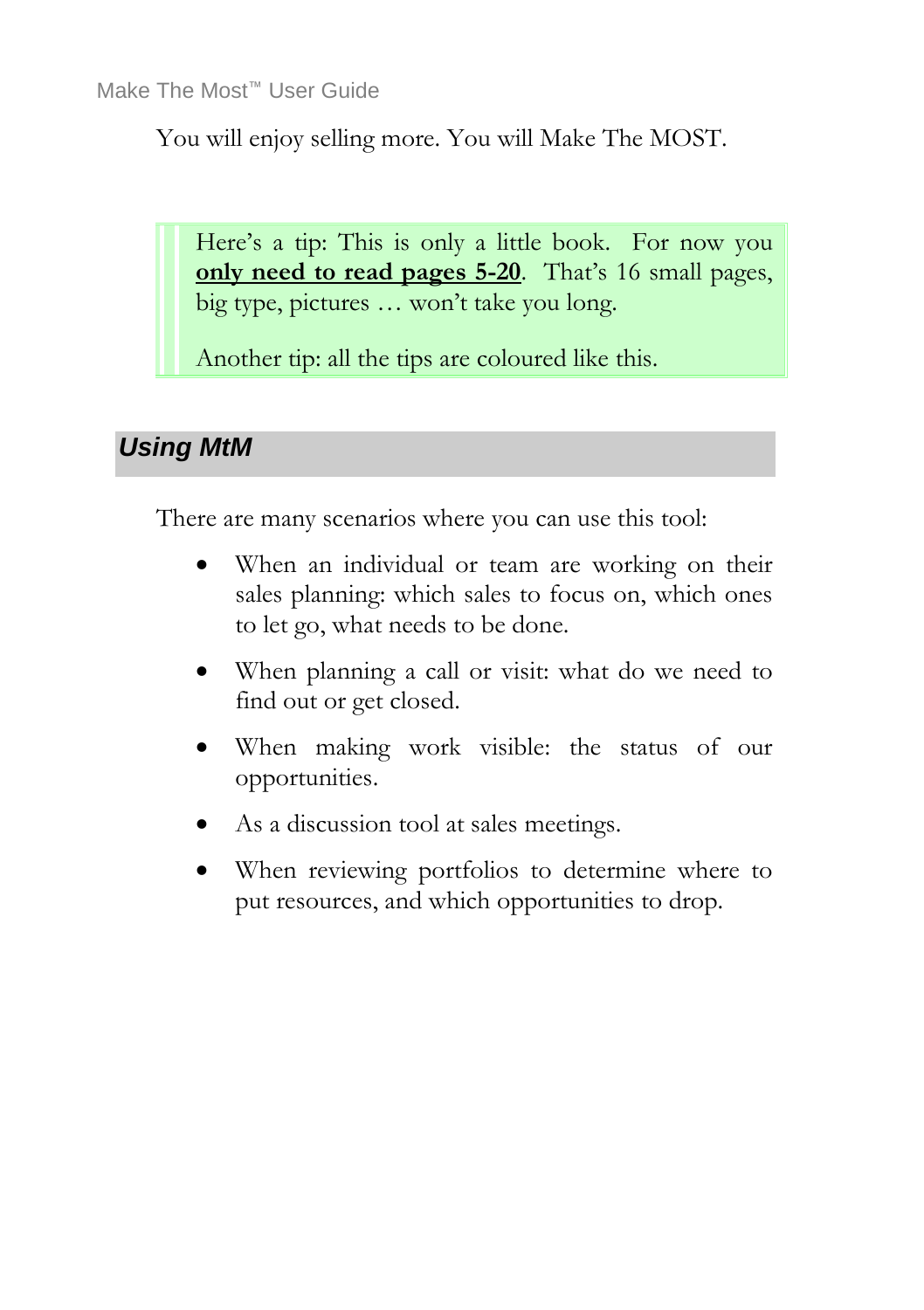You will enjoy selling more. You will Make The MOST.

> Here's a tip: This is only a little book. For now you **only need to read pages 5-20**. That's 16 small pages, big type, pictures … won't take you long.
>
> Another tip: all the tips are coloured like this.

## *Using MtM*

There are many scenarios where you can use this tool:

- When an individual or team are working on their sales planning: which sales to focus on, which ones to let go, what needs to be done.
- When planning a call or visit: what do we need to find out or get closed.
- When making work visible: the status of our opportunities.
- As a discussion tool at sales meetings.
- When reviewing portfolios to determine where to put resources, and which opportunities to drop.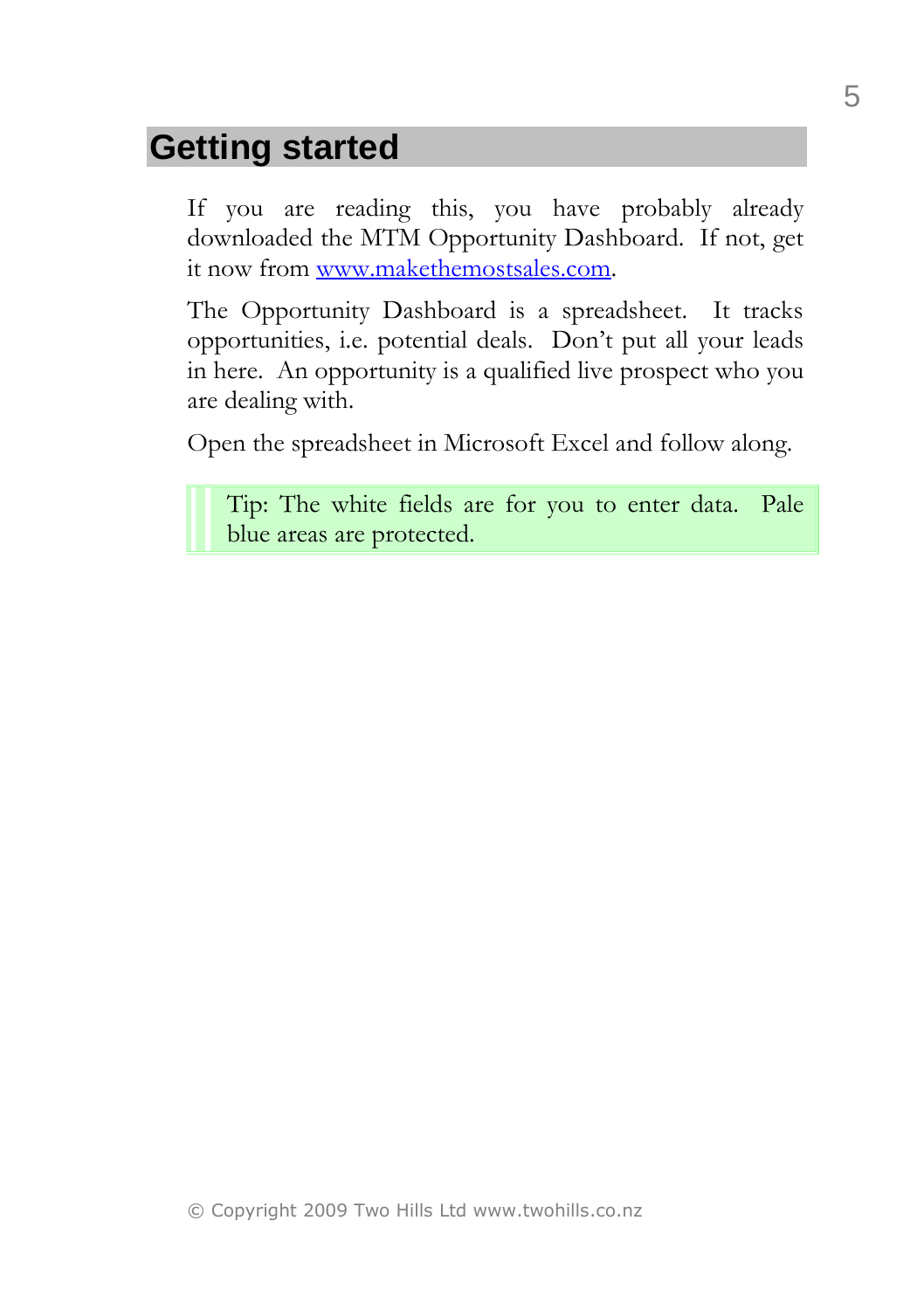# Getting started

If you are reading this, you have probably already downloaded the MTM Opportunity Dashboard. If not, get it now from [www.makethemostsales.com](http://www.makethemostsales.com).

The Opportunity Dashboard is a spreadsheet. It tracks opportunities, i.e. potential deals. Don't put all your leads in here. An opportunity is a qualified live prospect who you are dealing with.

Open the spreadsheet in Microsoft Excel and follow along.

> Tip: The white fields are for you to enter data. Pale blue areas are protected.

© Copyright 2009 Two Hills Ltd www.twohills.co.nz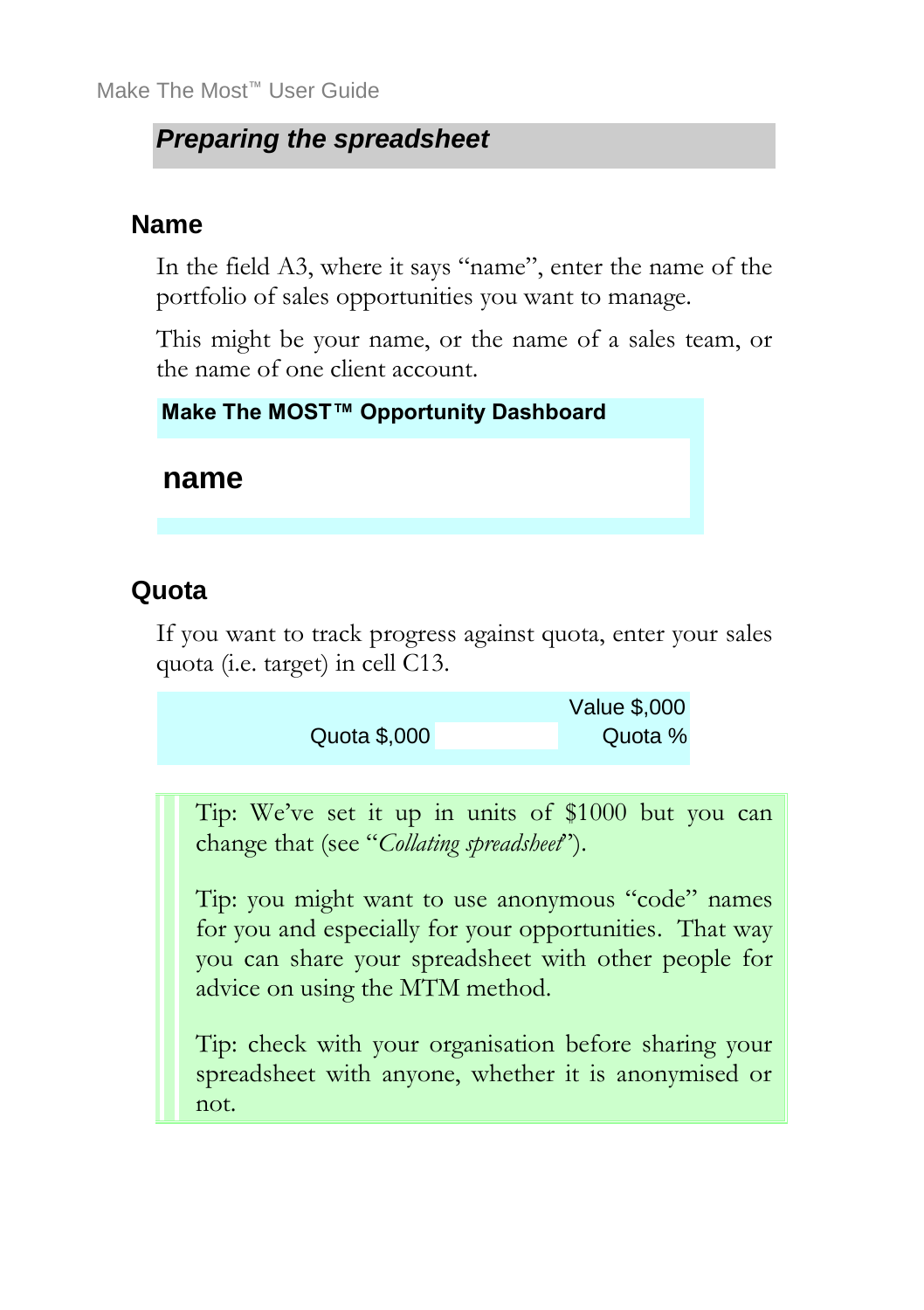## *Preparing the spreadsheet*

### Name

In the field A3, where it says "name", enter the name of the portfolio of sales opportunities you want to manage.

This might be your name, or the name of a sales team, or the name of one client account.

| **Make The MOST™ Opportunity Dashboard** |
|---|
| **name** |

### Quota

If you want to track progress against quota, enter your sales quota (i.e. target) in cell C13.

| | | Value $,000 |
|---|---|---|
| Quota $,000 | | Quota % |

> Tip: We've set it up in units of $1000 but you can change that (see "*Collating spreadsheet*").
>
> Tip: you might want to use anonymous "code" names for you and especially for your opportunities. That way you can share your spreadsheet with other people for advice on using the MTM method.
>
> Tip: check with your organisation before sharing your spreadsheet with anyone, whether it is anonymised or not.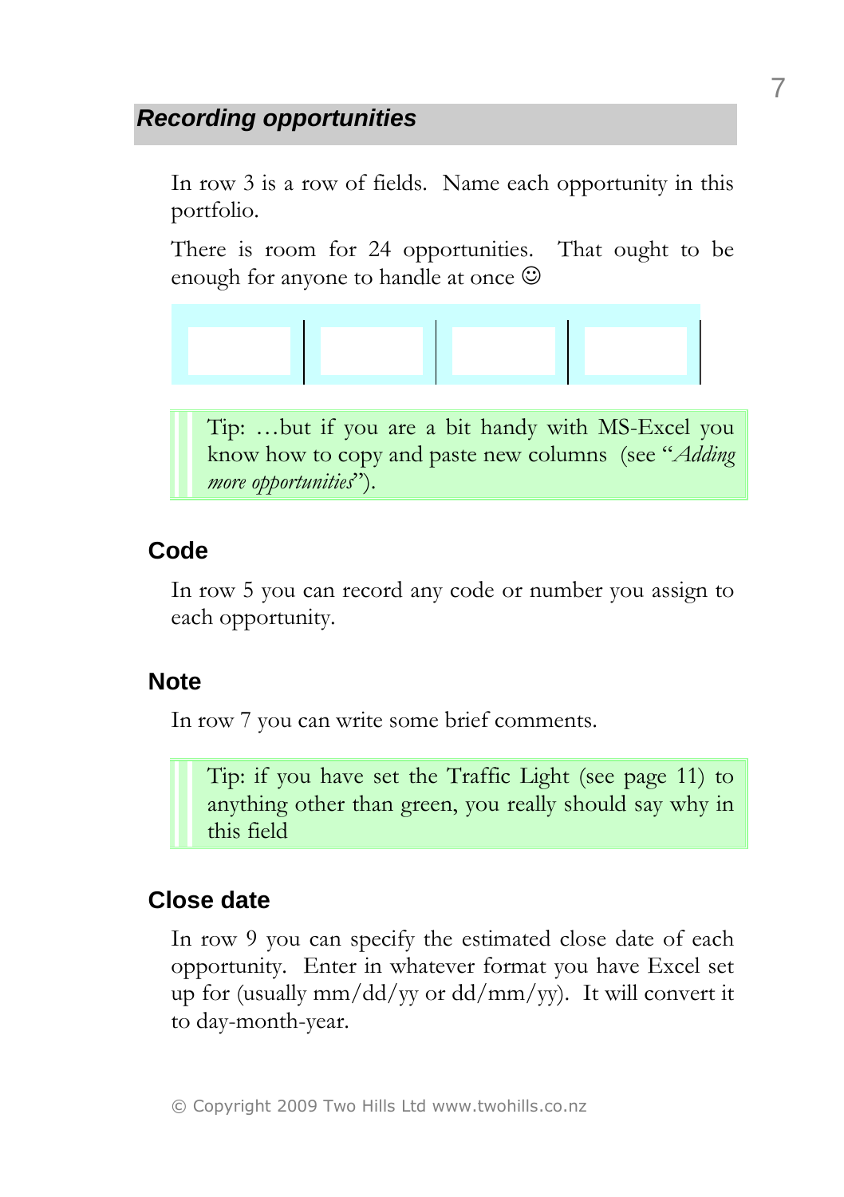## Recording opportunities

In row 3 is a row of fields. Name each opportunity in this portfolio.

There is room for 24 opportunities. That ought to be enough for anyone to handle at once ☺

> Tip: …but if you are a bit handy with MS-Excel you know how to copy and paste new columns (see "*Adding more opportunities*").

### Code

In row 5 you can record any code or number you assign to each opportunity.

### Note

In row 7 you can write some brief comments.

> Tip: if you have set the Traffic Light (see page 11) to anything other than green, you really should say why in this field

### Close date

In row 9 you can specify the estimated close date of each opportunity. Enter in whatever format you have Excel set up for (usually mm/dd/yy or dd/mm/yy). It will convert it to day-month-year.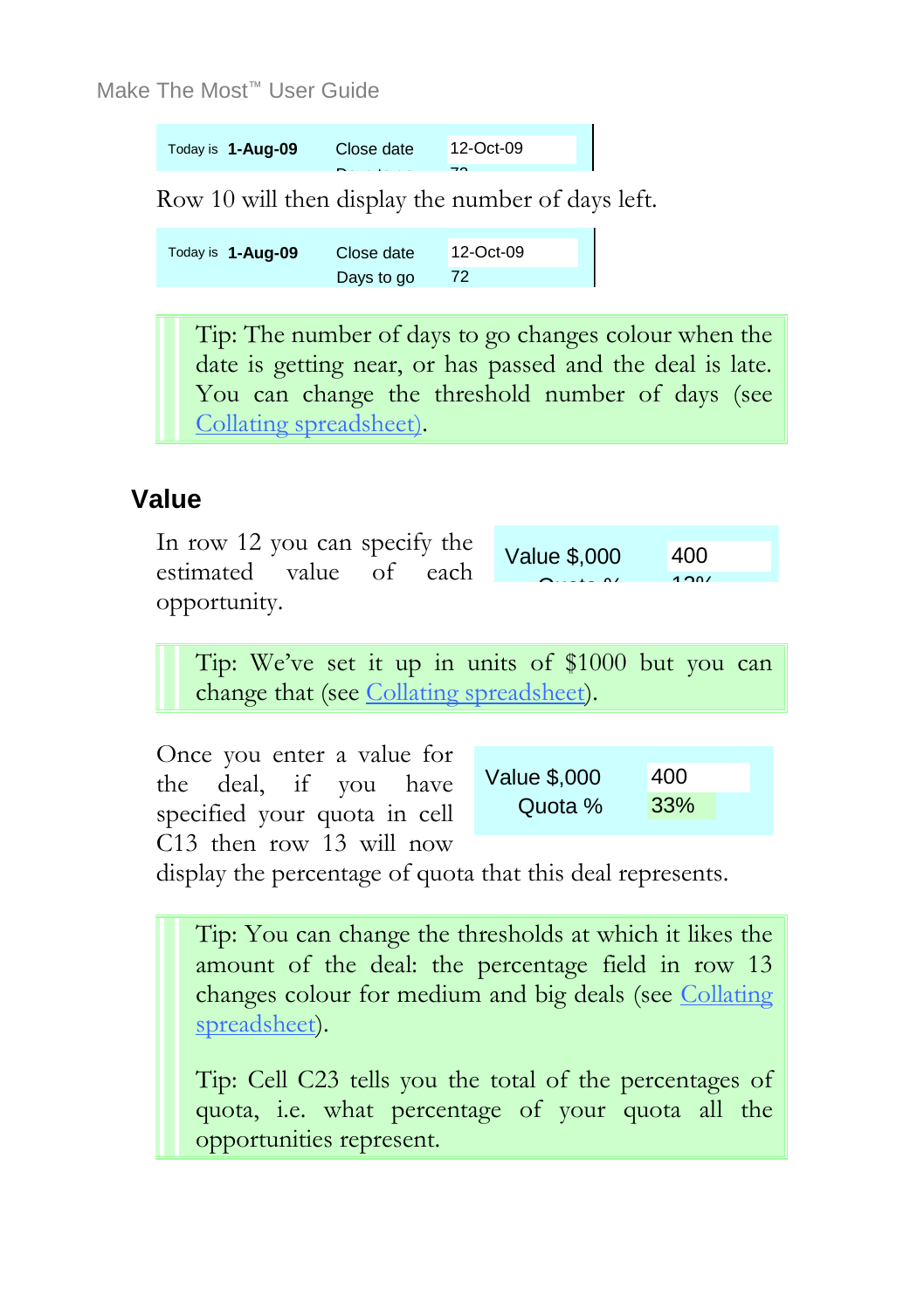| Today is 1-Aug-09 | Close date | 12-Oct-09 |
|---|---|---|

Row 10 will then display the number of days left.

| Today is 1-Aug-09 | Close date | 12-Oct-09 |
|---|---|---|
| | Days to go | 72 |

> Tip: The number of days to go changes colour when the date is getting near, or has passed and the deal is late. You can change the threshold number of days (see Collating spreadsheet).

## Value

In row 12 you can specify the estimated value of each opportunity.

| Value $,000 | 400 |
|---|---|

> Tip: We've set it up in units of $1000 but you can change that (see Collating spreadsheet).

Once you enter a value for the deal, if you have specified your quota in cell C13 then row 13 will now display the percentage of quota that this deal represents.

| Value $,000 | 400 |
|---|---|
| Quota % | 33% |

> Tip: You can change the thresholds at which it likes the amount of the deal: the percentage field in row 13 changes colour for medium and big deals (see Collating spreadsheet).
>
> Tip: Cell C23 tells you the total of the percentages of quota, i.e. what percentage of your quota all the opportunities represent.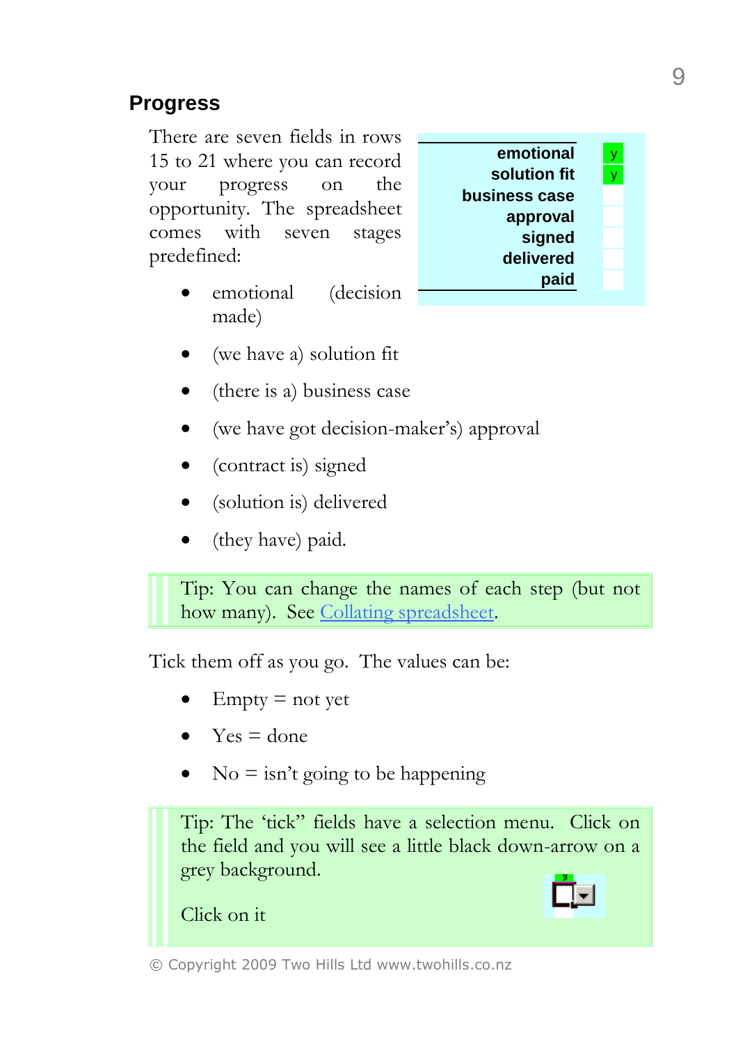## Progress

There are seven fields in rows 15 to 21 where you can record your progress on the opportunity. The spreadsheet comes with seven stages predefined:

| | |
|---|---|
| **emotional** | y |
| **solution fit** | y |
| **business case** | |
| **approval** | |
| **signed** | |
| **delivered** | |
| **paid** | |

- emotional (decision made)
- (we have a) solution fit
- (there is a) business case
- (we have got decision-maker's) approval
- (contract is) signed
- (solution is) delivered
- (they have) paid.

> Tip: You can change the names of each step (but not how many). See Collating spreadsheet.

Tick them off as you go. The values can be:

- Empty = not yet
- Yes = done
- No = isn't going to be happening

> Tip: The 'tick" fields have a selection menu. Click on the field and you will see a little black down-arrow on a grey background.
>
> Click on it

© Copyright 2009 Two Hills Ltd www.twohills.co.nz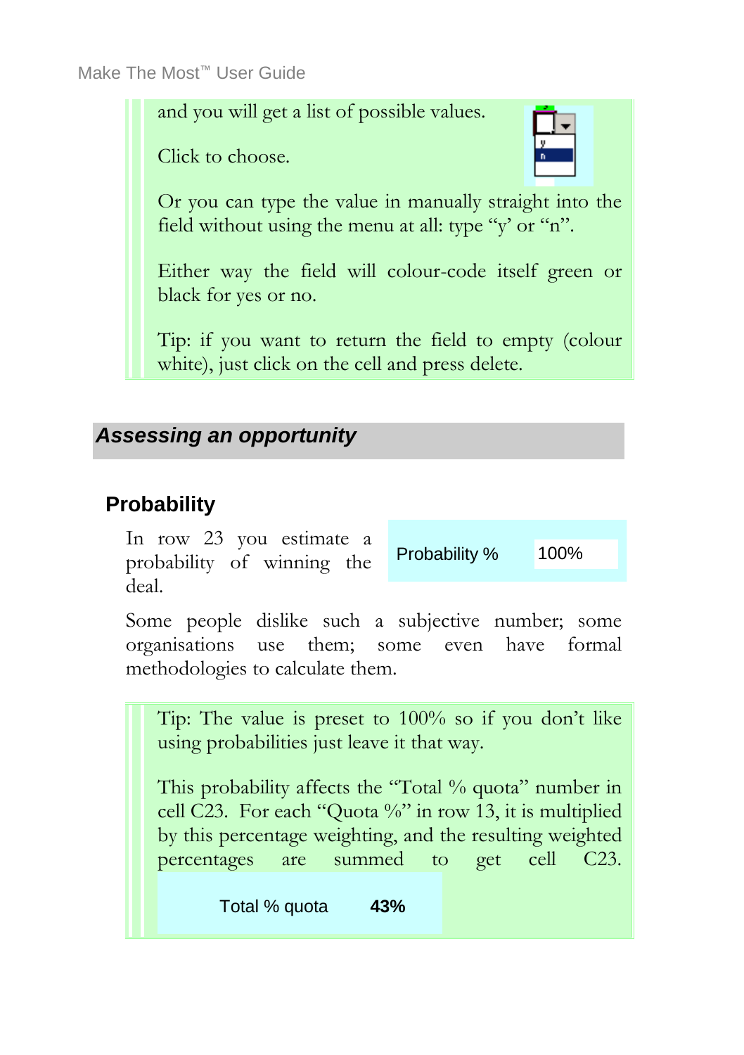and you will get a list of possible values.

Click to choose.

Or you can type the value in manually straight into the field without using the menu at all: type “y’ or “n”.

Either way the field will colour-code itself green or black for yes or no.

Tip: if you want to return the field to empty (colour white), just click on the cell and press delete.

## *Assessing an opportunity*

### Probability

In row 23 you estimate a probability of winning the deal.

| Probability % | 100% |
|---|---|

Some people dislike such a subjective number; some organisations use them; some even have formal methodologies to calculate them.

Tip: The value is preset to 100% so if you don’t like using probabilities just leave it that way.

This probability affects the “Total % quota” number in cell C23. For each “Quota %” in row 13, it is multiplied by this percentage weighting, and the resulting weighted percentages are summed to get cell C23.

| Total % quota | **43%** |
|---|---|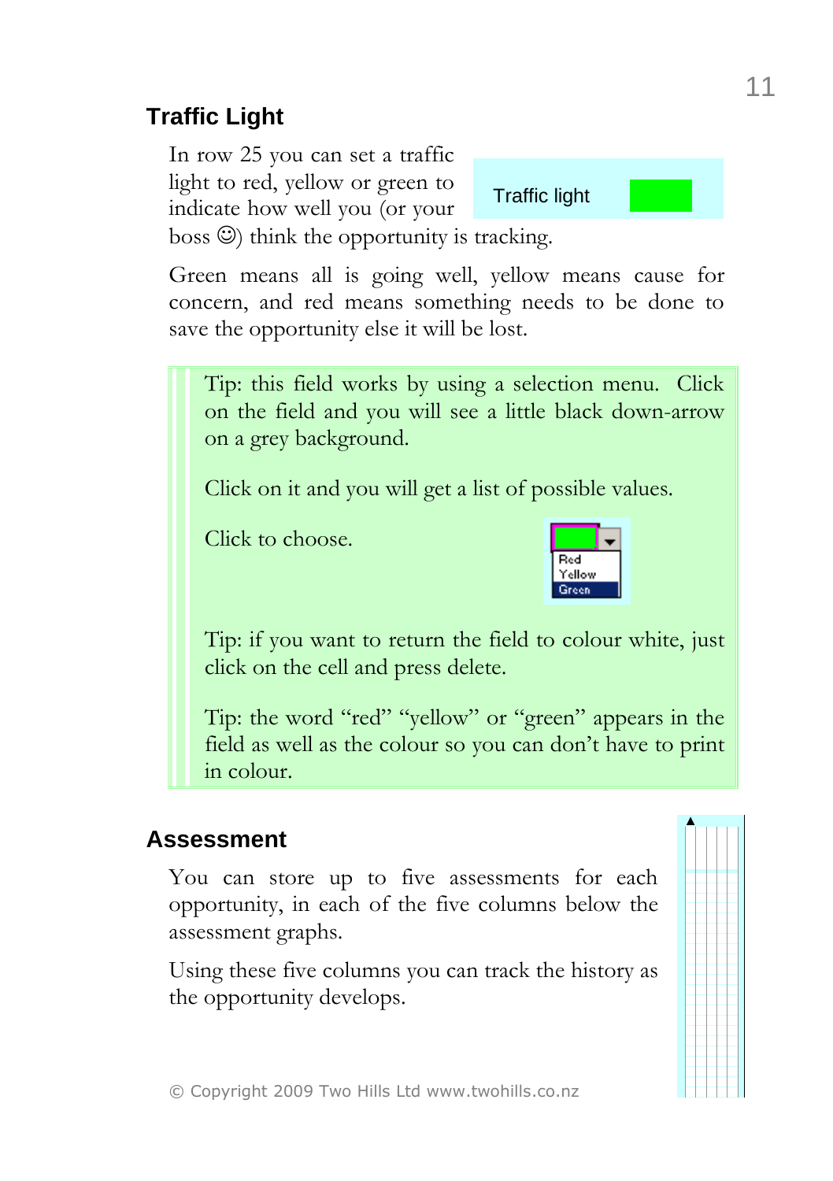## Traffic Light

In row 25 you can set a traffic light to red, yellow or green to indicate how well you (or your boss ☺) think the opportunity is tracking.

Traffic light

Green means all is going well, yellow means cause for concern, and red means something needs to be done to save the opportunity else it will be lost.

> Tip: this field works by using a selection menu. Click on the field and you will see a little black down-arrow on a grey background.
>
> Click on it and you will get a list of possible values.
>
> Click to choose.
>
> Red
> Yellow
> Green
>
> Tip: if you want to return the field to colour white, just click on the cell and press delete.
>
> Tip: the word "red" "yellow" or "green" appears in the field as well as the colour so you can don't have to print in colour.

## Assessment

You can store up to five assessments for each opportunity, in each of the five columns below the assessment graphs.

Using these five columns you can track the history as the opportunity develops.

© Copyright 2009 Two Hills Ltd www.twohills.co.nz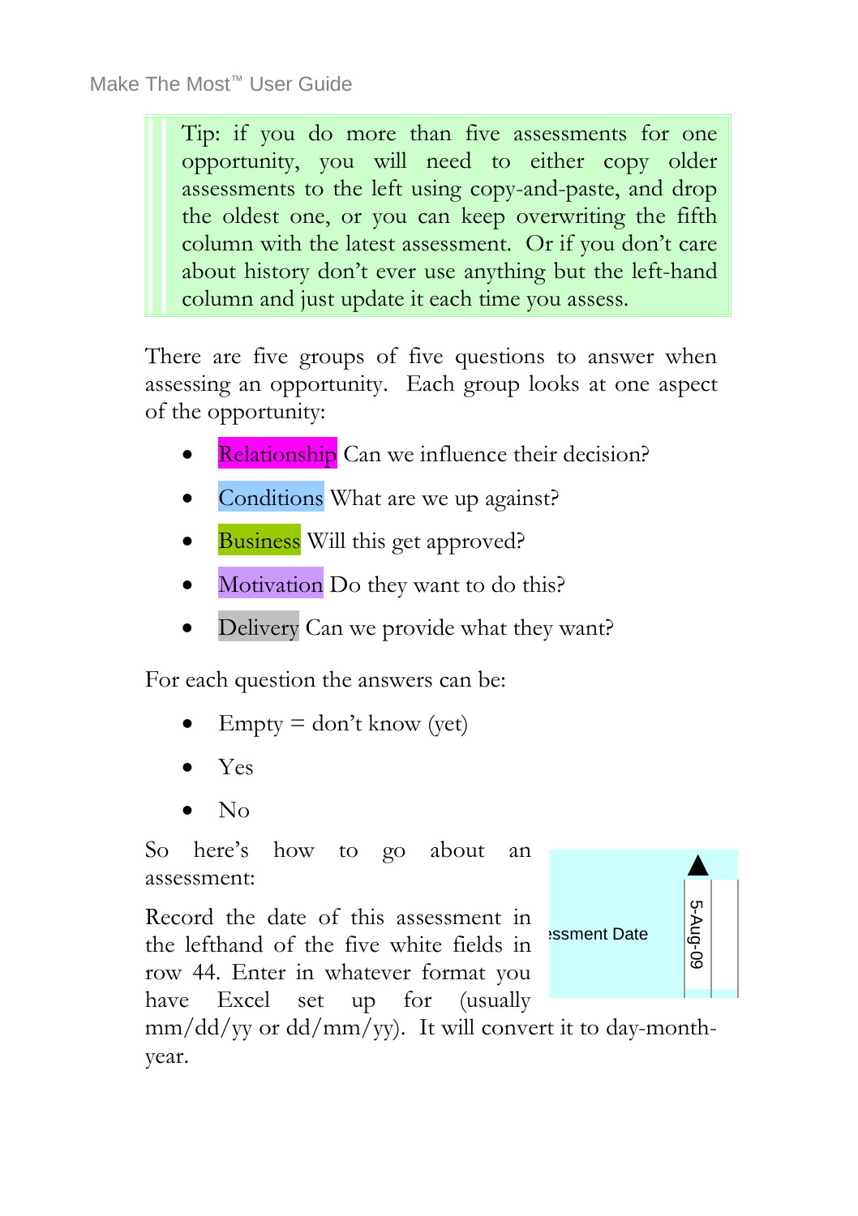> Tip: if you do more than five assessments for one opportunity, you will need to either copy older assessments to the left using copy-and-paste, and drop the oldest one, or you can keep overwriting the fifth column with the latest assessment. Or if you don't care about history don't ever use anything but the left-hand column and just update it each time you assess.

There are five groups of five questions to answer when assessing an opportunity. Each group looks at one aspect of the opportunity:

- Relationship Can we influence their decision?
- Conditions What are we up against?
- Business Will this get approved?
- Motivation Do they want to do this?
- Delivery Can we provide what they want?

For each question the answers can be:

- Empty = don't know (yet)
- Yes
- No

So here's how to go about an assessment:

Record the date of this assessment in the lefthand of the five white fields in row 44. Enter in whatever format you have Excel set up for (usually mm/dd/yy or dd/mm/yy). It will convert it to day-month-year.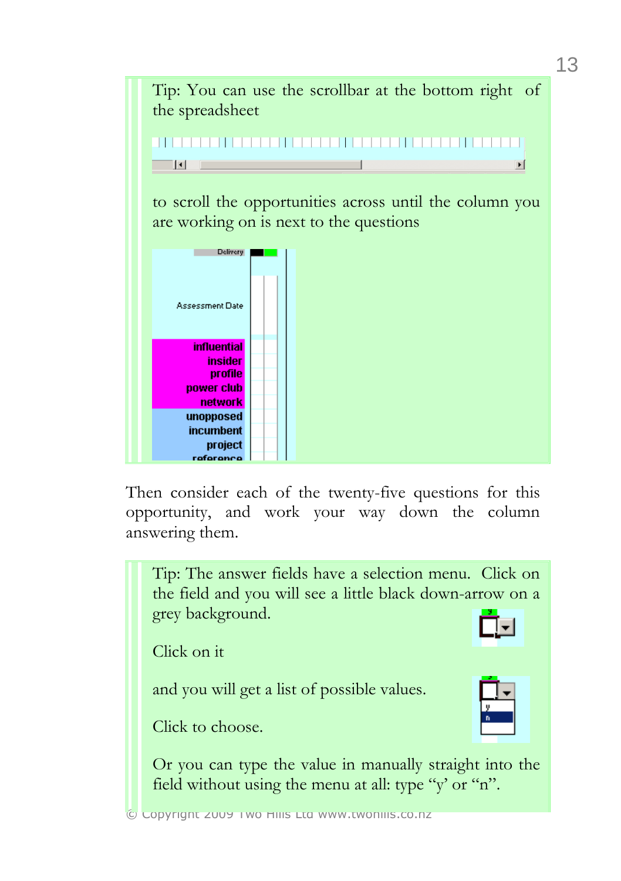Tip: You can use the scrollbar at the bottom right of the spreadsheet

to scroll the opportunities across until the column you are working on is next to the questions

Then consider each of the twenty-five questions for this opportunity, and work your way down the column answering them.

Tip: The answer fields have a selection menu. Click on the field and you will see a little black down-arrow on a grey background.

Click on it

and you will get a list of possible values.

Click to choose.

Or you can type the value in manually straight into the field without using the menu at all: type "y" or "n".

© Copyright 2009 Two Hills Ltd www.twohills.co.nz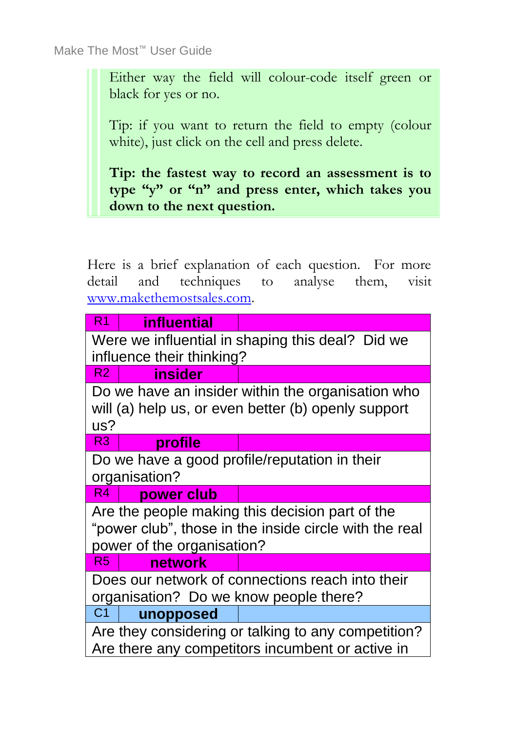Either way the field will colour-code itself green or black for yes or no.

Tip: if you want to return the field to empty (colour white), just click on the cell and press delete.

**Tip: the fastest way to record an assessment is to type "y" or "n" and press enter, which takes you down to the next question.**

Here is a brief explanation of each question. For more detail and techniques to analyse them, visit www.makethemostsales.com.

| R1 | **influential** | |
|---|---|---|
| Were we influential in shaping this deal? Did we influence their thinking? | | |
| R2 | **insider** | |
| Do we have an insider within the organisation who will (a) help us, or even better (b) openly support us? | | |
| R3 | **profile** | |
| Do we have a good profile/reputation in their organisation? | | |
| R4 | **power club** | |
| Are the people making this decision part of the "power club", those in the inside circle with the real power of the organisation? | | |
| R5 | **network** | |
| Does our network of connections reach into their organisation? Do we know people there? | | |
| C1 | **unopposed** | |
| Are they considering or talking to any competition? Are there any competitors incumbent or active in | | |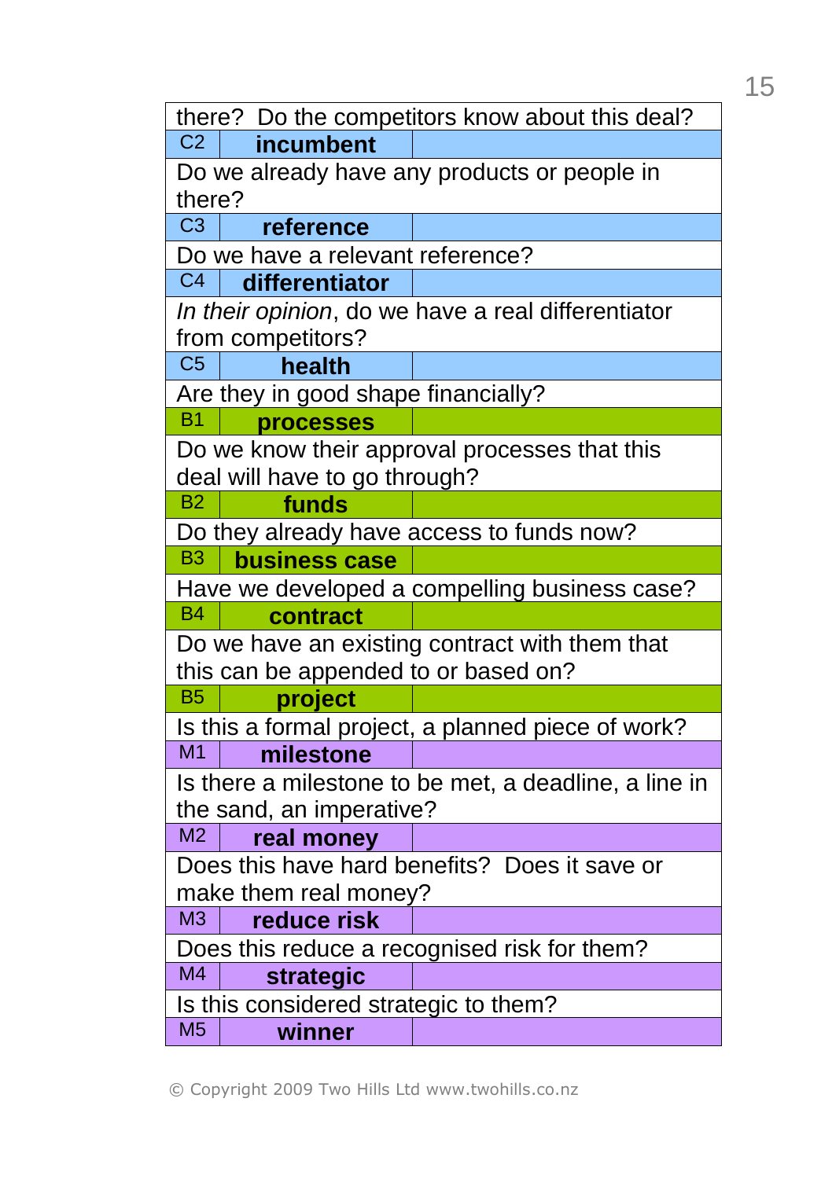| | | |
|---|---|---|
| there? Do the competitors know about this deal? | | |
| C2 | **incumbent** | |
| Do we already have any products or people in there? | | |
| C3 | **reference** | |
| Do we have a relevant reference? | | |
| C4 | **differentiator** | |
| *In their opinion*, do we have a real differentiator from competitors? | | |
| C5 | **health** | |
| Are they in good shape financially? | | |
| B1 | **processes** | |
| Do we know their approval processes that this deal will have to go through? | | |
| B2 | **funds** | |
| Do they already have access to funds now? | | |
| B3 | **business case** | |
| Have we developed a compelling business case? | | |
| B4 | **contract** | |
| Do we have an existing contract with them that this can be appended to or based on? | | |
| B5 | **project** | |
| Is this a formal project, a planned piece of work? | | |
| M1 | **milestone** | |
| Is there a milestone to be met, a deadline, a line in the sand, an imperative? | | |
| M2 | **real money** | |
| Does this have hard benefits? Does it save or make them real money? | | |
| M3 | **reduce risk** | |
| Does this reduce a recognised risk for them? | | |
| M4 | **strategic** | |
| Is this considered strategic to them? | | |
| M5 | **winner** | |

© Copyright 2009 Two Hills Ltd www.twohills.co.nz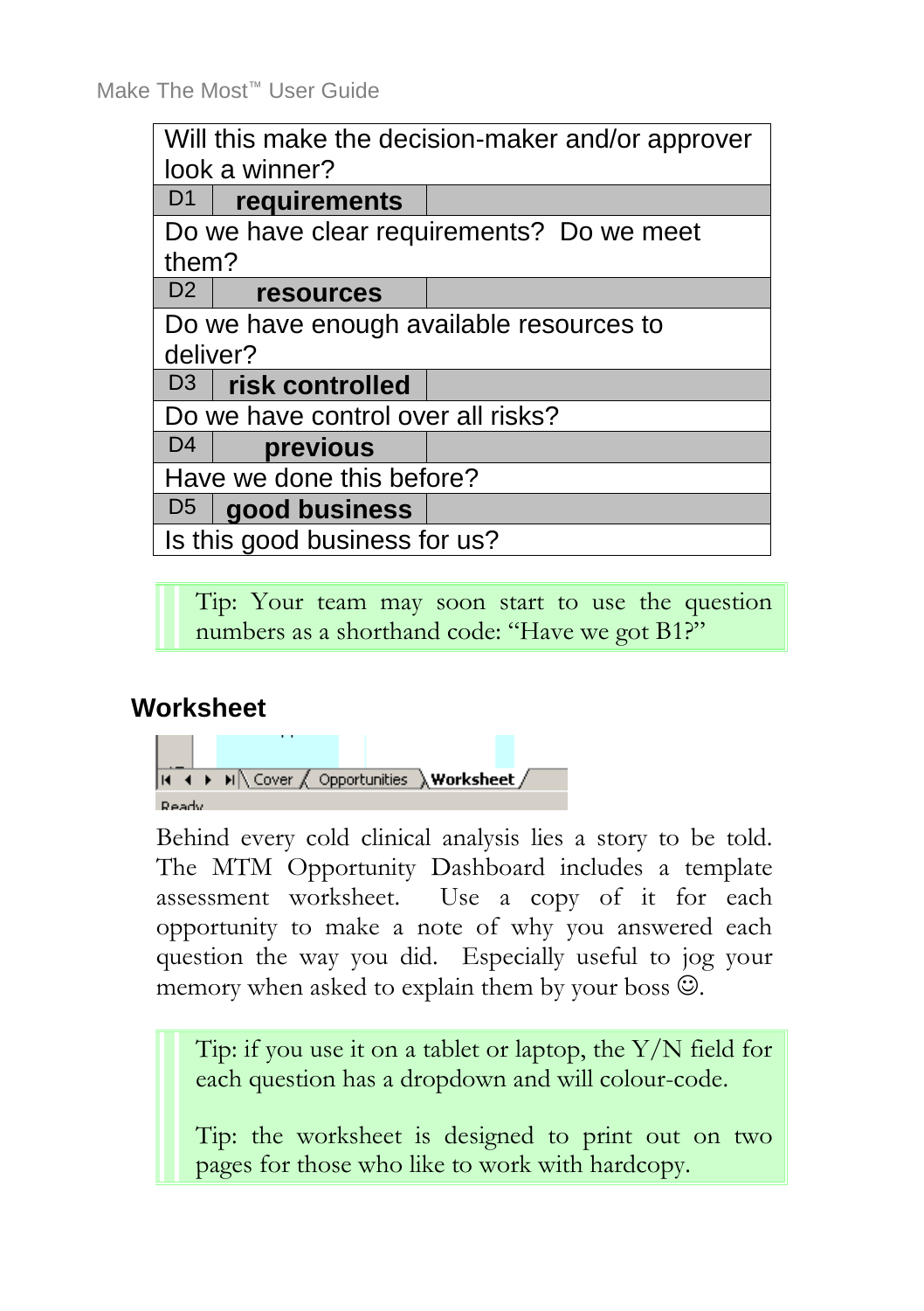| | | |
|---|---|---|
| Will this make the decision-maker and/or approver look a winner? | | |
| D1 | **requirements** | |
| Do we have clear requirements? Do we meet them? | | |
| D2 | **resources** | |
| Do we have enough available resources to deliver? | | |
| D3 | **risk controlled** | |
| Do we have control over all risks? | | |
| D4 | **previous** | |
| Have we done this before? | | |
| D5 | **good business** | |
| Is this good business for us? | | |

> Tip: Your team may soon start to use the question numbers as a shorthand code: “Have we got B1?”

## Worksheet

Behind every cold clinical analysis lies a story to be told. The MTM Opportunity Dashboard includes a template assessment worksheet. Use a copy of it for each opportunity to make a note of why you answered each question the way you did. Especially useful to jog your memory when asked to explain them by your boss ☺.

> Tip: if you use it on a tablet or laptop, the Y/N field for each question has a dropdown and will colour-code.
>
> Tip: the worksheet is designed to print out on two pages for those who like to work with hardcopy.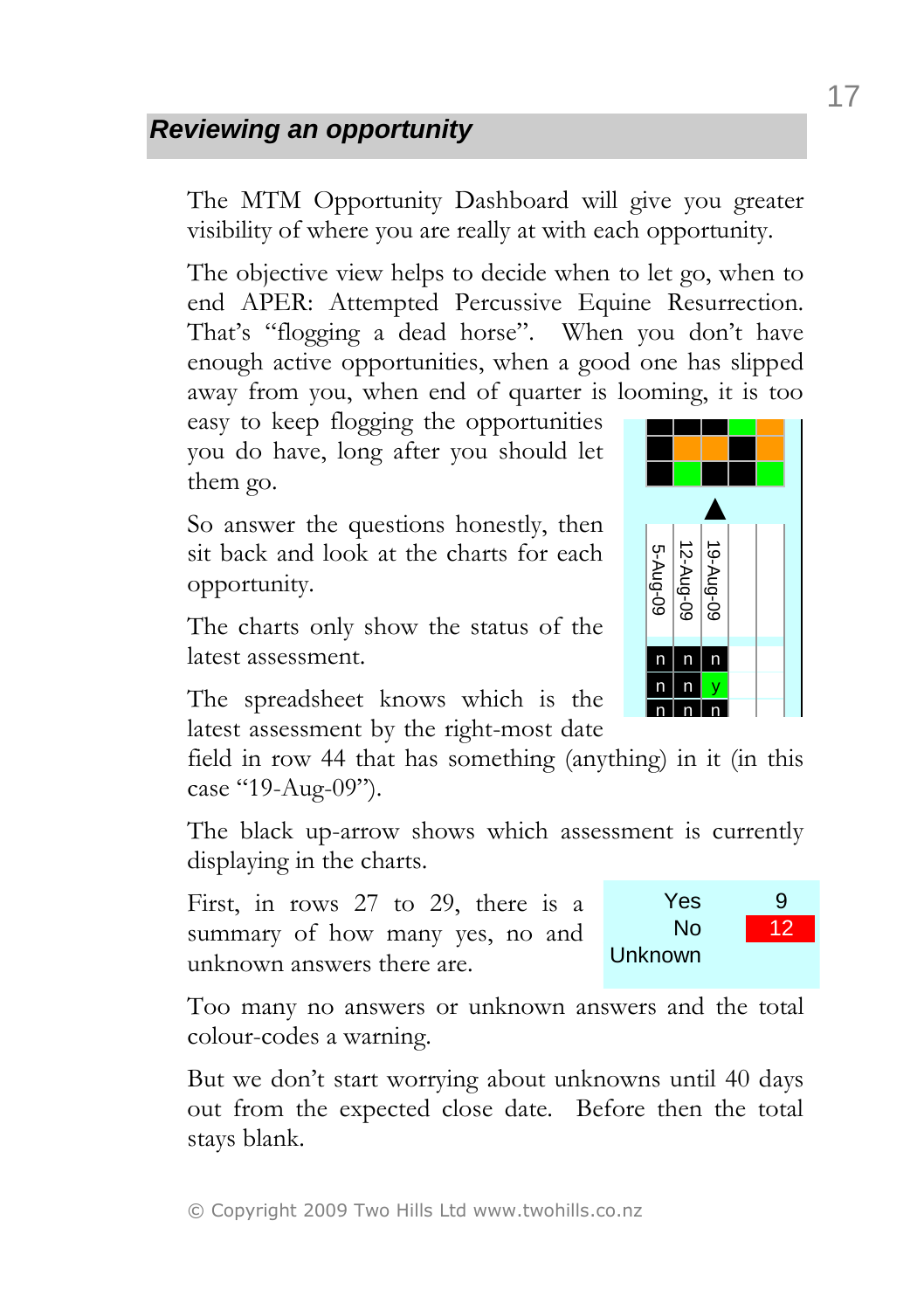## *Reviewing an opportunity*

The MTM Opportunity Dashboard will give you greater visibility of where you are really at with each opportunity.

The objective view helps to decide when to let go, when to end APER: Attempted Percussive Equine Resurrection. That's "flogging a dead horse". When you don't have enough active opportunities, when a good one has slipped away from you, when end of quarter is looming, it is too easy to keep flogging the opportunities you do have, long after you should let them go.

So answer the questions honestly, then sit back and look at the charts for each opportunity.

The charts only show the status of the latest assessment.

| 5-Aug-09 | 12-Aug-09 | 19-Aug-09 | | |
|---|---|---|---|---|
| n | n | n | | |
| n | n | y | | |
| n | n | n | | |

The spreadsheet knows which is the latest assessment by the right-most date field in row 44 that has something (anything) in it (in this case "19-Aug-09").

The black up-arrow shows which assessment is currently displaying in the charts.

First, in rows 27 to 29, there is a summary of how many yes, no and unknown answers there are.

| | |
|---|---|
| Yes | 9 |
| No | 12 |
| Unknown | |

Too many no answers or unknown answers and the total colour-codes a warning.

But we don't start worrying about unknowns until 40 days out from the expected close date. Before then the total stays blank.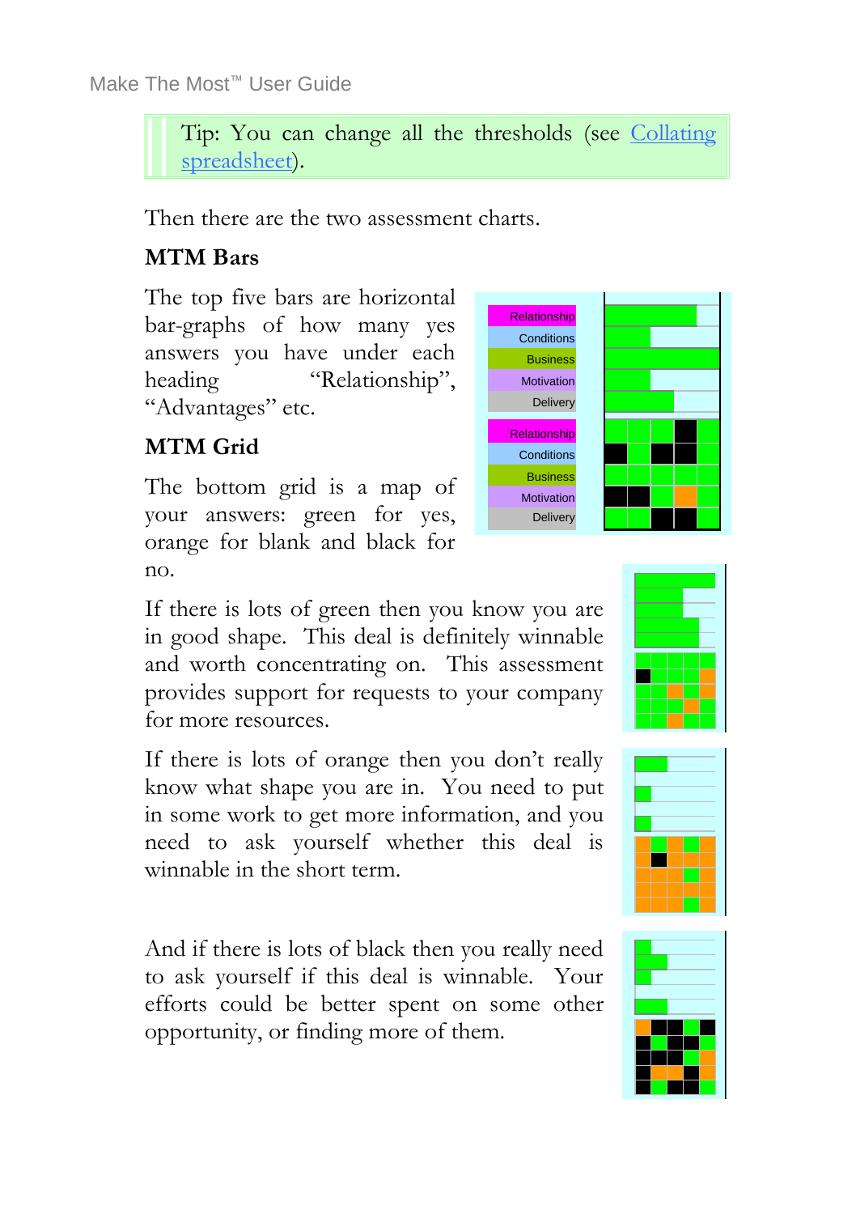Tip: You can change all the thresholds (see Collating spreadsheet).

Then there are the two assessment charts.

**MTM Bars**

The top five bars are horizontal bar-graphs of how many yes answers you have under each heading "Relationship", "Advantages" etc.

**MTM Grid**

The bottom grid is a map of your answers: green for yes, orange for blank and black for no.

Relationship
Conditions
Business
Motivation
Delivery

Relationship
Conditions
Business
Motivation
Delivery

If there is lots of green then you know you are in good shape. This deal is definitely winnable and worth concentrating on. This assessment provides support for requests to your company for more resources.

If there is lots of orange then you don't really know what shape you are in. You need to put in some work to get more information, and you need to ask yourself whether this deal is winnable in the short term.

And if there is lots of black then you really need to ask yourself if this deal is winnable. Your efforts could be better spent on some other opportunity, or finding more of them.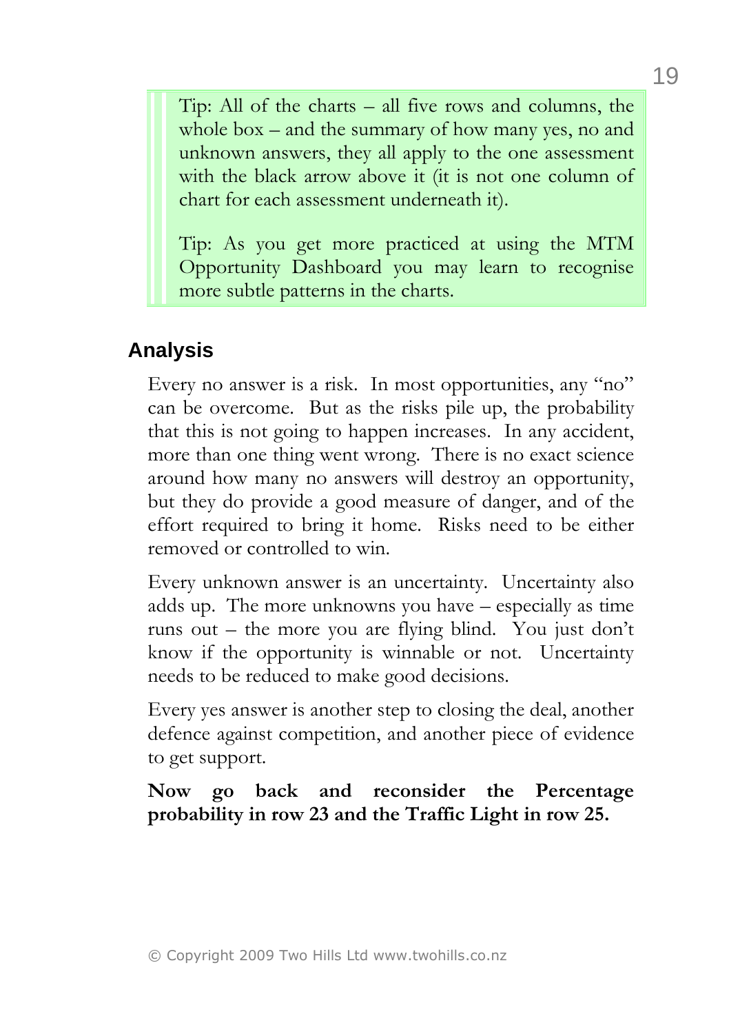> Tip: All of the charts – all five rows and columns, the whole box – and the summary of how many yes, no and unknown answers, they all apply to the one assessment with the black arrow above it (it is not one column of chart for each assessment underneath it).
>
> Tip: As you get more practiced at using the MTM Opportunity Dashboard you may learn to recognise more subtle patterns in the charts.

## Analysis

Every no answer is a risk. In most opportunities, any "no" can be overcome. But as the risks pile up, the probability that this is not going to happen increases. In any accident, more than one thing went wrong. There is no exact science around how many no answers will destroy an opportunity, but they do provide a good measure of danger, and of the effort required to bring it home. Risks need to be either removed or controlled to win.

Every unknown answer is an uncertainty. Uncertainty also adds up. The more unknowns you have – especially as time runs out – the more you are flying blind. You just don't know if the opportunity is winnable or not. Uncertainty needs to be reduced to make good decisions.

Every yes answer is another step to closing the deal, another defence against competition, and another piece of evidence to get support.

**Now go back and reconsider the Percentage probability in row 23 and the Traffic Light in row 25.**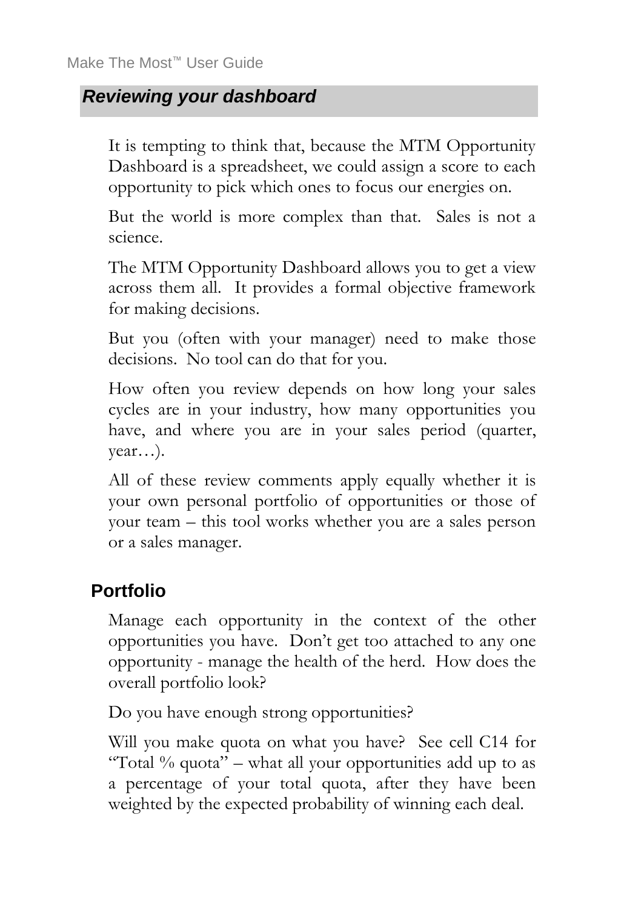## *Reviewing your dashboard*

It is tempting to think that, because the MTM Opportunity Dashboard is a spreadsheet, we could assign a score to each opportunity to pick which ones to focus our energies on.

But the world is more complex than that. Sales is not a science.

The MTM Opportunity Dashboard allows you to get a view across them all. It provides a formal objective framework for making decisions.

But you (often with your manager) need to make those decisions. No tool can do that for you.

How often you review depends on how long your sales cycles are in your industry, how many opportunities you have, and where you are in your sales period (quarter, year…).

All of these review comments apply equally whether it is your own personal portfolio of opportunities or those of your team – this tool works whether you are a sales person or a sales manager.

### Portfolio

Manage each opportunity in the context of the other opportunities you have. Don't get too attached to any one opportunity - manage the health of the herd. How does the overall portfolio look?

Do you have enough strong opportunities?

Will you make quota on what you have? See cell C14 for "Total % quota" – what all your opportunities add up to as a percentage of your total quota, after they have been weighted by the expected probability of winning each deal.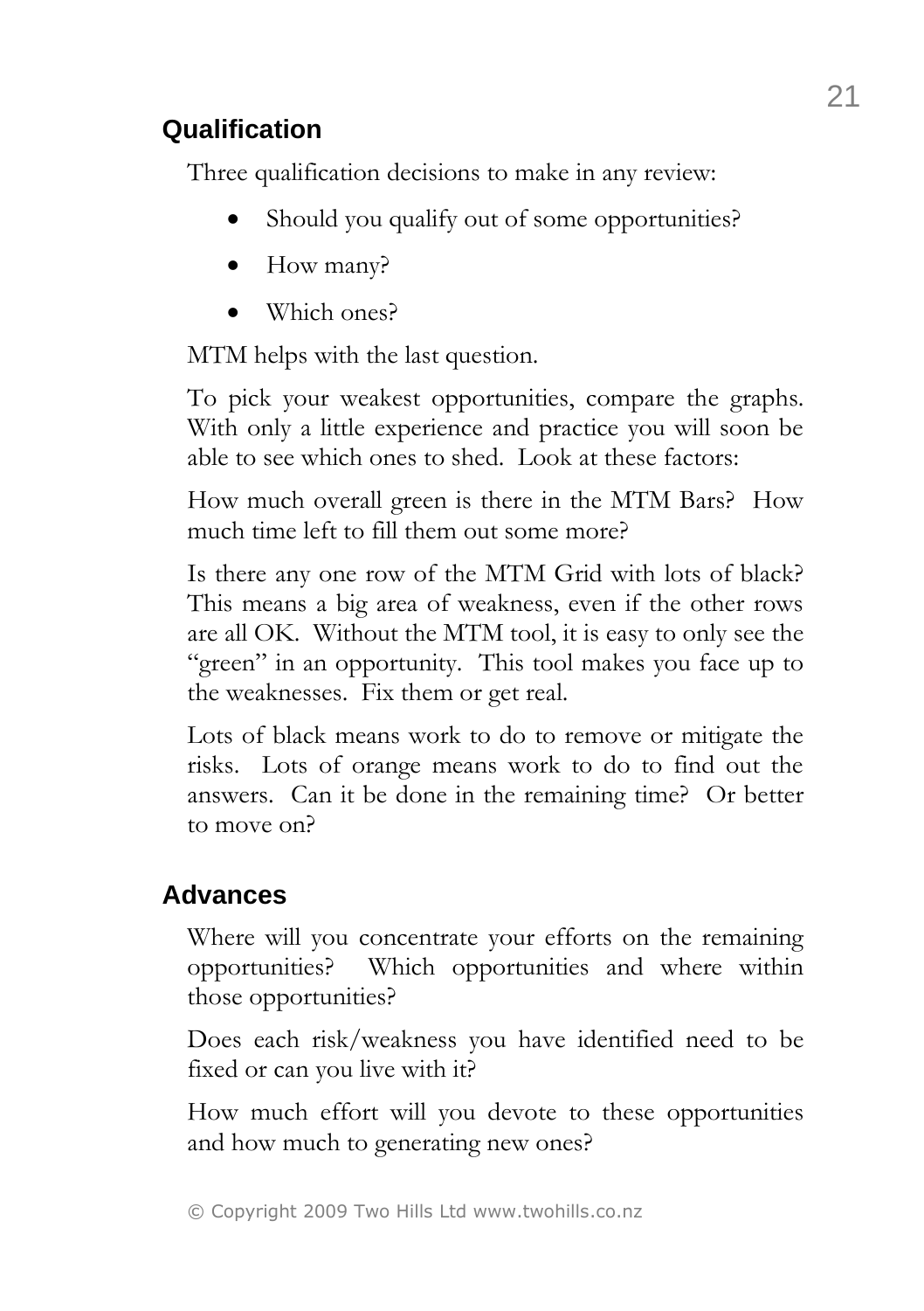## Qualification

Three qualification decisions to make in any review:

- Should you qualify out of some opportunities?
- How many?
- Which ones?

MTM helps with the last question.

To pick your weakest opportunities, compare the graphs. With only a little experience and practice you will soon be able to see which ones to shed. Look at these factors:

How much overall green is there in the MTM Bars? How much time left to fill them out some more?

Is there any one row of the MTM Grid with lots of black? This means a big area of weakness, even if the other rows are all OK. Without the MTM tool, it is easy to only see the "green" in an opportunity. This tool makes you face up to the weaknesses. Fix them or get real.

Lots of black means work to do to remove or mitigate the risks. Lots of orange means work to do to find out the answers. Can it be done in the remaining time? Or better to move on?

## Advances

Where will you concentrate your efforts on the remaining opportunities? Which opportunities and where within those opportunities?

Does each risk/weakness you have identified need to be fixed or can you live with it?

How much effort will you devote to these opportunities and how much to generating new ones?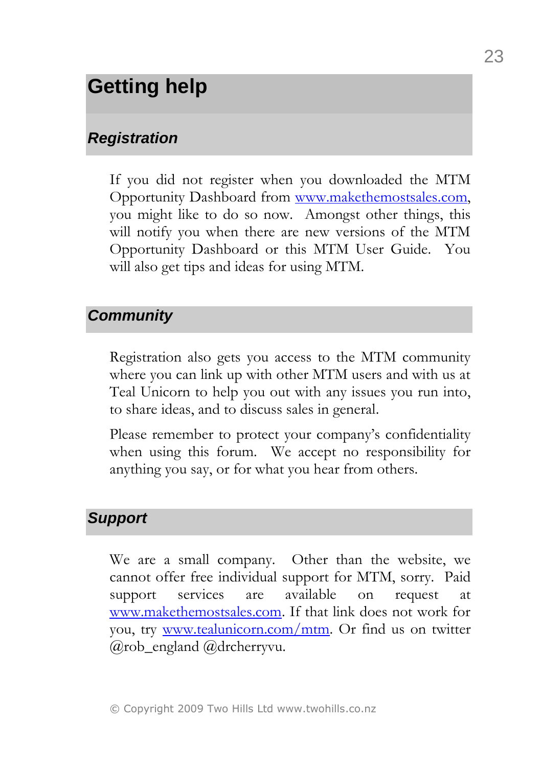# Getting help

## *Registration*

If you did not register when you downloaded the MTM Opportunity Dashboard from www.makethemostsales.com, you might like to do so now. Amongst other things, this will notify you when there are new versions of the MTM Opportunity Dashboard or this MTM User Guide. You will also get tips and ideas for using MTM.

## *Community*

Registration also gets you access to the MTM community where you can link up with other MTM users and with us at Teal Unicorn to help you out with any issues you run into, to share ideas, and to discuss sales in general.

Please remember to protect your company's confidentiality when using this forum. We accept no responsibility for anything you say, or for what you hear from others.

## *Support*

We are a small company. Other than the website, we cannot offer free individual support for MTM, sorry. Paid support services are available on request at www.makethemostsales.com. If that link does not work for you, try www.tealunicorn.com/mtm. Or find us on twitter @rob_england @drcherryvu.

© Copyright 2009 Two Hills Ltd www.twohills.co.nz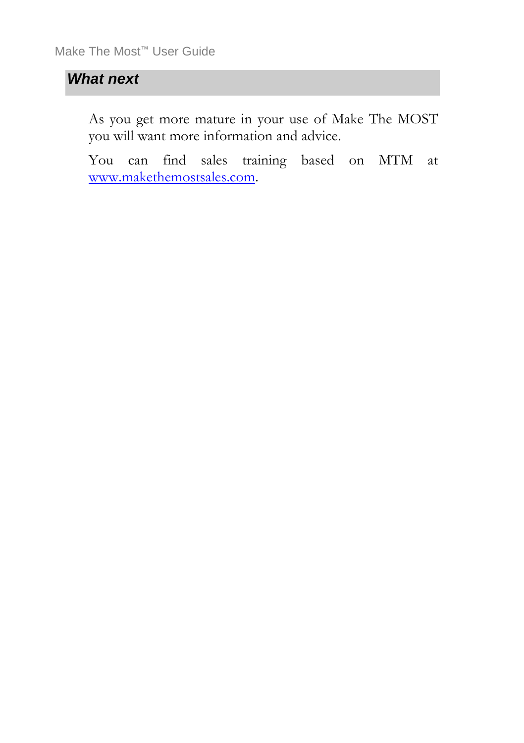## *What next*

As you get more mature in your use of Make The MOST you will want more information and advice.

You can find sales training based on MTM at www.makethemostsales.com.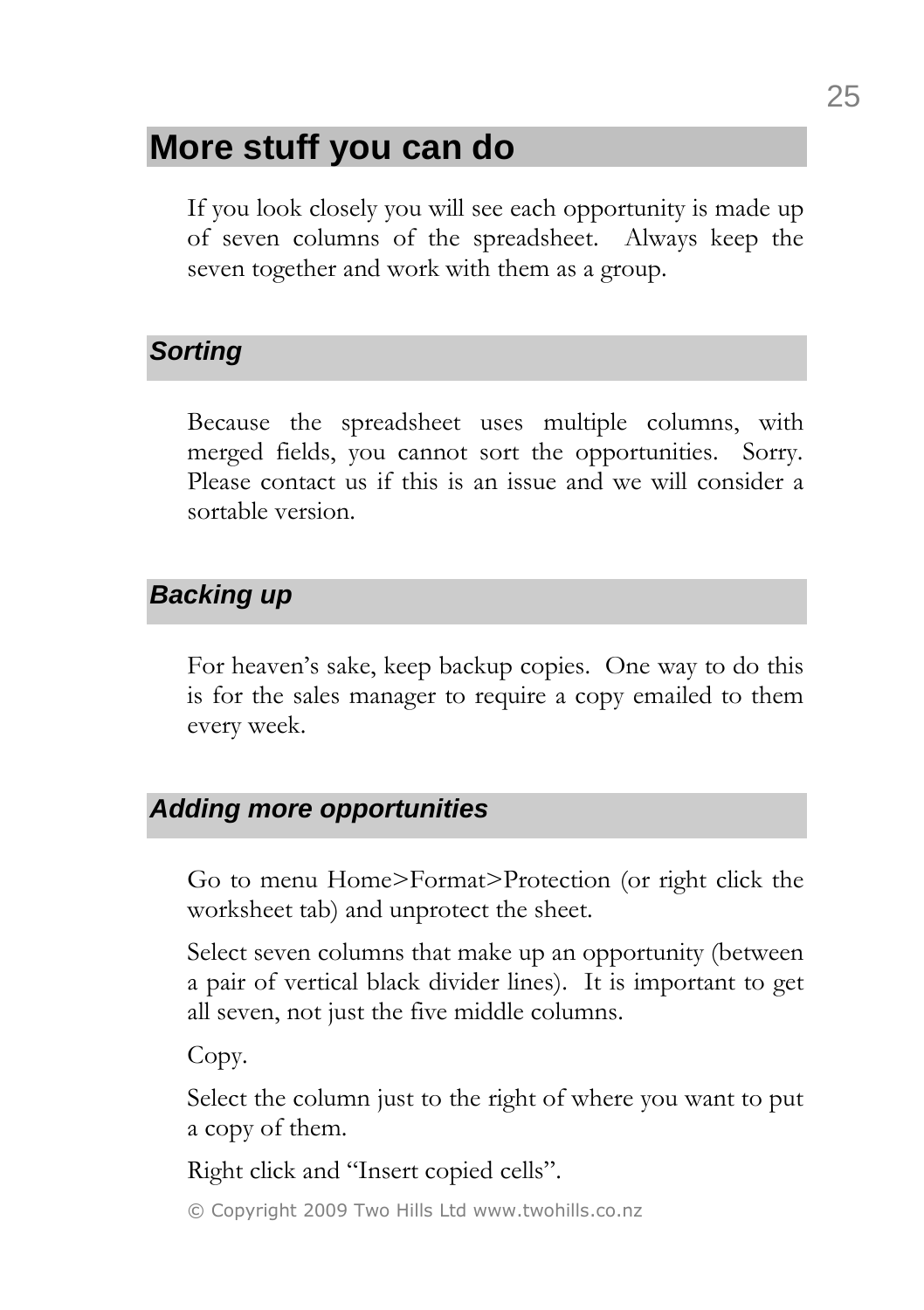## More stuff you can do

If you look closely you will see each opportunity is made up of seven columns of the spreadsheet. Always keep the seven together and work with them as a group.

### *Sorting*

Because the spreadsheet uses multiple columns, with merged fields, you cannot sort the opportunities. Sorry. Please contact us if this is an issue and we will consider a sortable version.

### *Backing up*

For heaven's sake, keep backup copies. One way to do this is for the sales manager to require a copy emailed to them every week.

### *Adding more opportunities*

Go to menu Home>Format>Protection (or right click the worksheet tab) and unprotect the sheet.

Select seven columns that make up an opportunity (between a pair of vertical black divider lines). It is important to get all seven, not just the five middle columns.

Copy.

Select the column just to the right of where you want to put a copy of them.

Right click and "Insert copied cells".

© Copyright 2009 Two Hills Ltd www.twohills.co.nz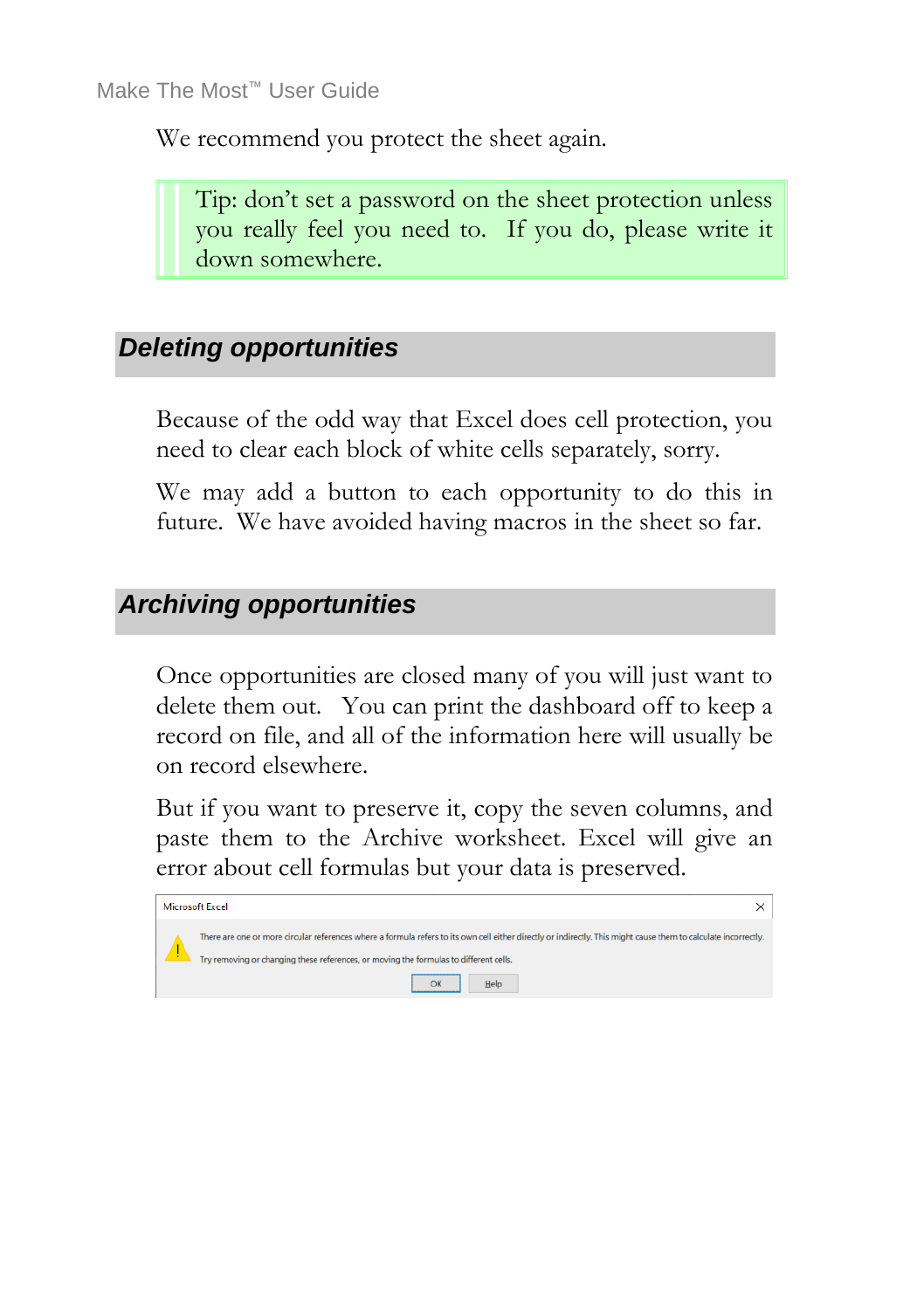We recommend you protect the sheet again.

> Tip: don't set a password on the sheet protection unless you really feel you need to. If you do, please write it down somewhere.

## Deleting opportunities

Because of the odd way that Excel does cell protection, you need to clear each block of white cells separately, sorry.

We may add a button to each opportunity to do this in future. We have avoided having macros in the sheet so far.

## Archiving opportunities

Once opportunities are closed many of you will just want to delete them out. You can print the dashboard off to keep a record on file, and all of the information here will usually be on record elsewhere.

But if you want to preserve it, copy the seven columns, and paste them to the Archive worksheet. Excel will give an error about cell formulas but your data is preserved.

Microsoft Excel

There are one or more circular references where a formula refers to its own cell either directly or indirectly. This might cause them to calculate incorrectly.

Try removing or changing these references, or moving the formulas to different cells.

OK | Help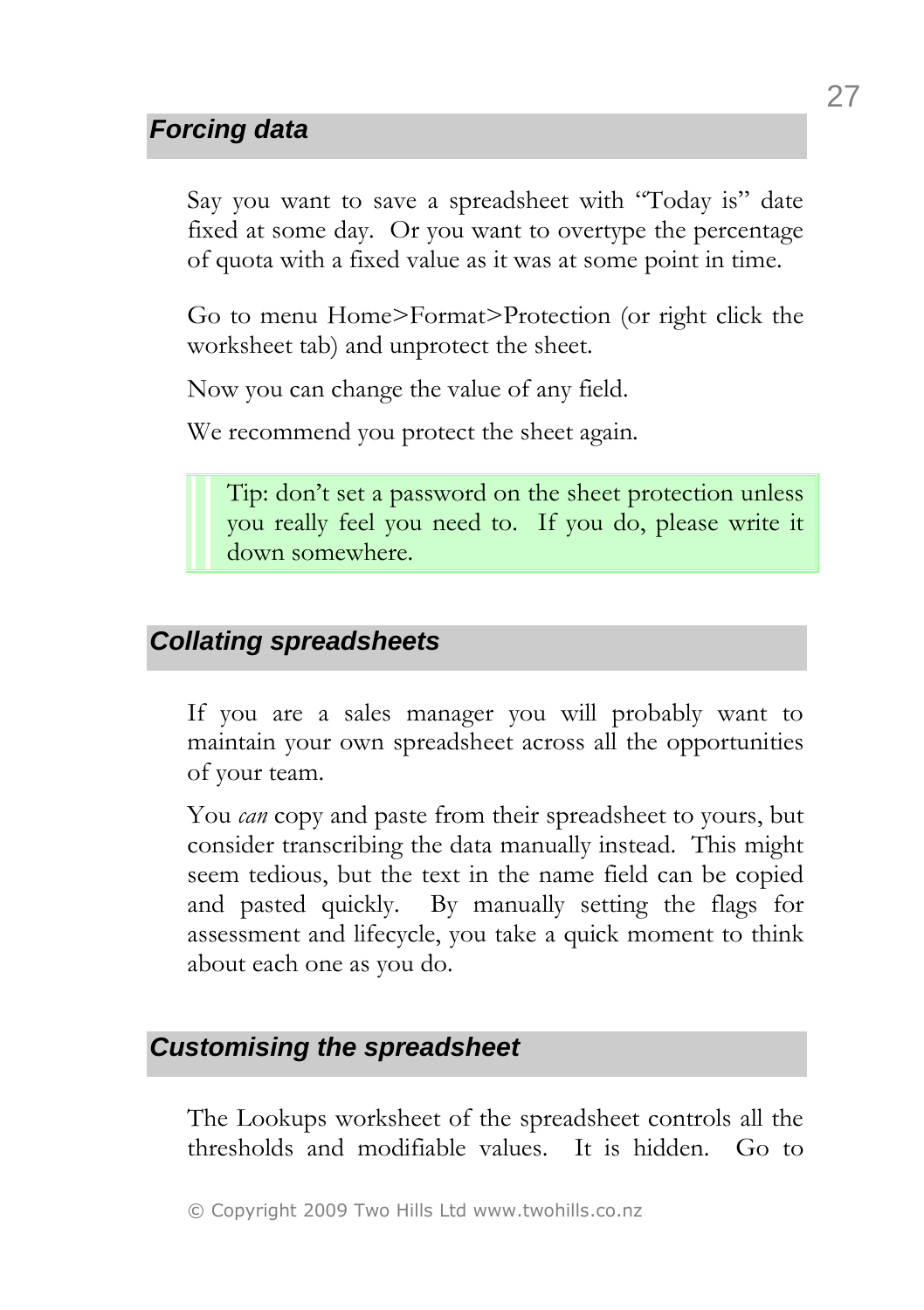## *Forcing data*

Say you want to save a spreadsheet with "Today is" date fixed at some day. Or you want to overtype the percentage of quota with a fixed value as it was at some point in time.

Go to menu Home>Format>Protection (or right click the worksheet tab) and unprotect the sheet.

Now you can change the value of any field.

We recommend you protect the sheet again.

> Tip: don't set a password on the sheet protection unless you really feel you need to. If you do, please write it down somewhere.

## *Collating spreadsheets*

If you are a sales manager you will probably want to maintain your own spreadsheet across all the opportunities of your team.

You *can* copy and paste from their spreadsheet to yours, but consider transcribing the data manually instead. This might seem tedious, but the text in the name field can be copied and pasted quickly. By manually setting the flags for assessment and lifecycle, you take a quick moment to think about each one as you do.

## *Customising the spreadsheet*

The Lookups worksheet of the spreadsheet controls all the thresholds and modifiable values. It is hidden. Go to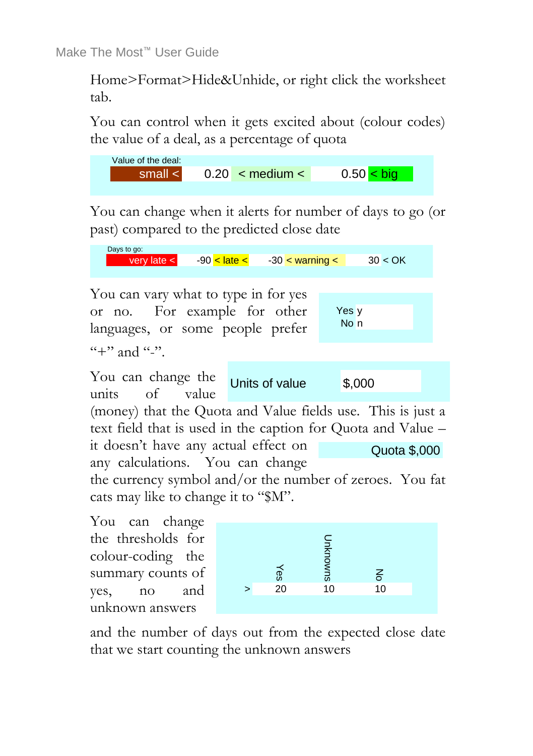Home>Format>Hide&Unhide, or right click the worksheet tab.

You can control when it gets excited about (colour codes) the value of a deal, as a percentage of quota

| Value of the deal: | | | | |
|---|---|---|---|---|
| small < | 0.20 | < medium < | 0.50 | < big |

You can change when it alerts for number of days to go (or past) compared to the predicted close date

| Days to go: | | | | | | |
|---|---|---|---|---|---|---|
| very late < | -90 | < late < | -30 | < warning < | 30 | < OK |

You can vary what to type in for yes or no. For example for other languages, or some people prefer "+" and "-".

| | |
|---|---|
| Yes | y |
| No | n |

You can change the units of value (money) that the Quota and Value fields use. This is just a text field that is used in the caption for Quota and Value – it doesn't have any actual effect on any calculations. You can change the currency symbol and/or the number of zeroes. You fat cats may like to change it to "$M".

| Units of value | $,000 |
|---|---|

Quota $,000

You can change the thresholds for colour-coding the summary counts of yes, no and unknown answers

| | Yes | Unknowns | No |
|---|---|---|---|
| > | 20 | 10 | 10 |

and the number of days out from the expected close date that we start counting the unknown answers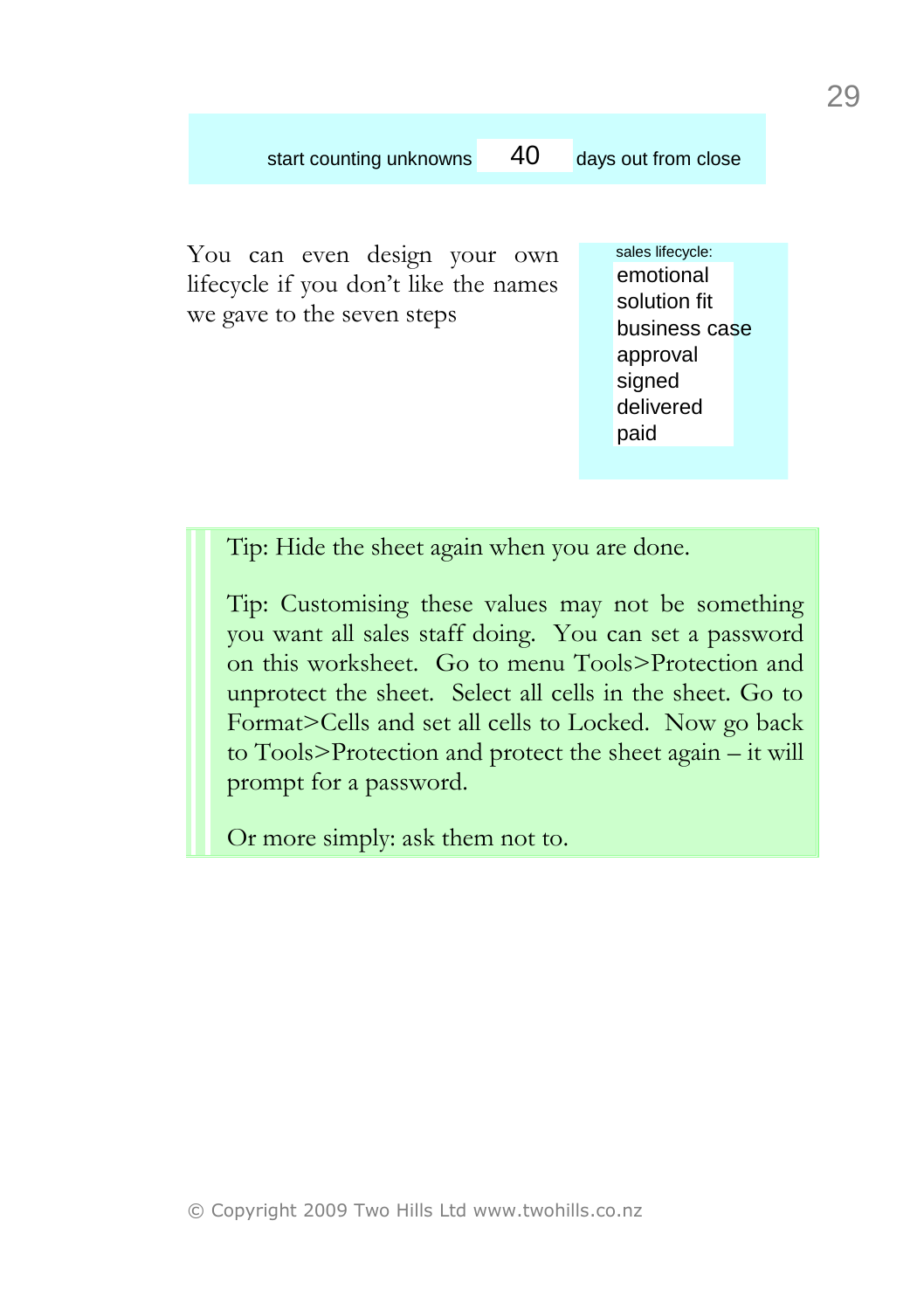start counting unknowns | 40 | days out from close

You can even design your own lifecycle if you don't like the names we gave to the seven steps

sales lifecycle:
- emotional
- solution fit
- business case
- approval
- signed
- delivered
- paid

> Tip: Hide the sheet again when you are done.
>
> Tip: Customising these values may not be something you want all sales staff doing. You can set a password on this worksheet. Go to menu Tools>Protection and unprotect the sheet. Select all cells in the sheet. Go to Format>Cells and set all cells to Locked. Now go back to Tools>Protection and protect the sheet again – it will prompt for a password.
>
> Or more simply: ask them not to.

© Copyright 2009 Two Hills Ltd www.twohills.co.nz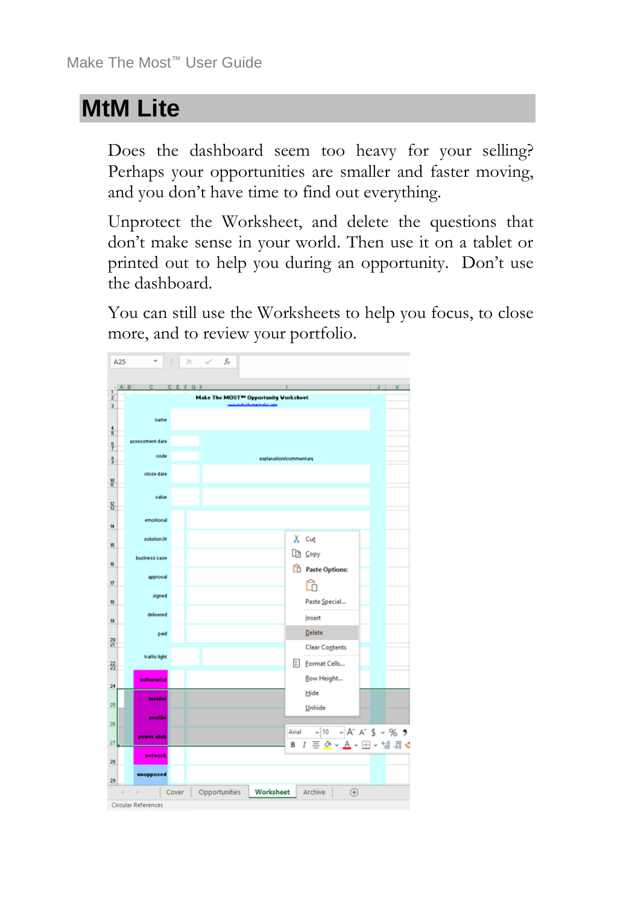# MtM Lite

Does the dashboard seem too heavy for your selling? Perhaps your opportunities are smaller and faster moving, and you don't have time to find out everything.

Unprotect the Worksheet, and delete the questions that don't make sense in your world. Then use it on a tablet or printed out to help you during an opportunity. Don't use the dashboard.

You can still use the Worksheets to help you focus, to close more, and to review your portfolio.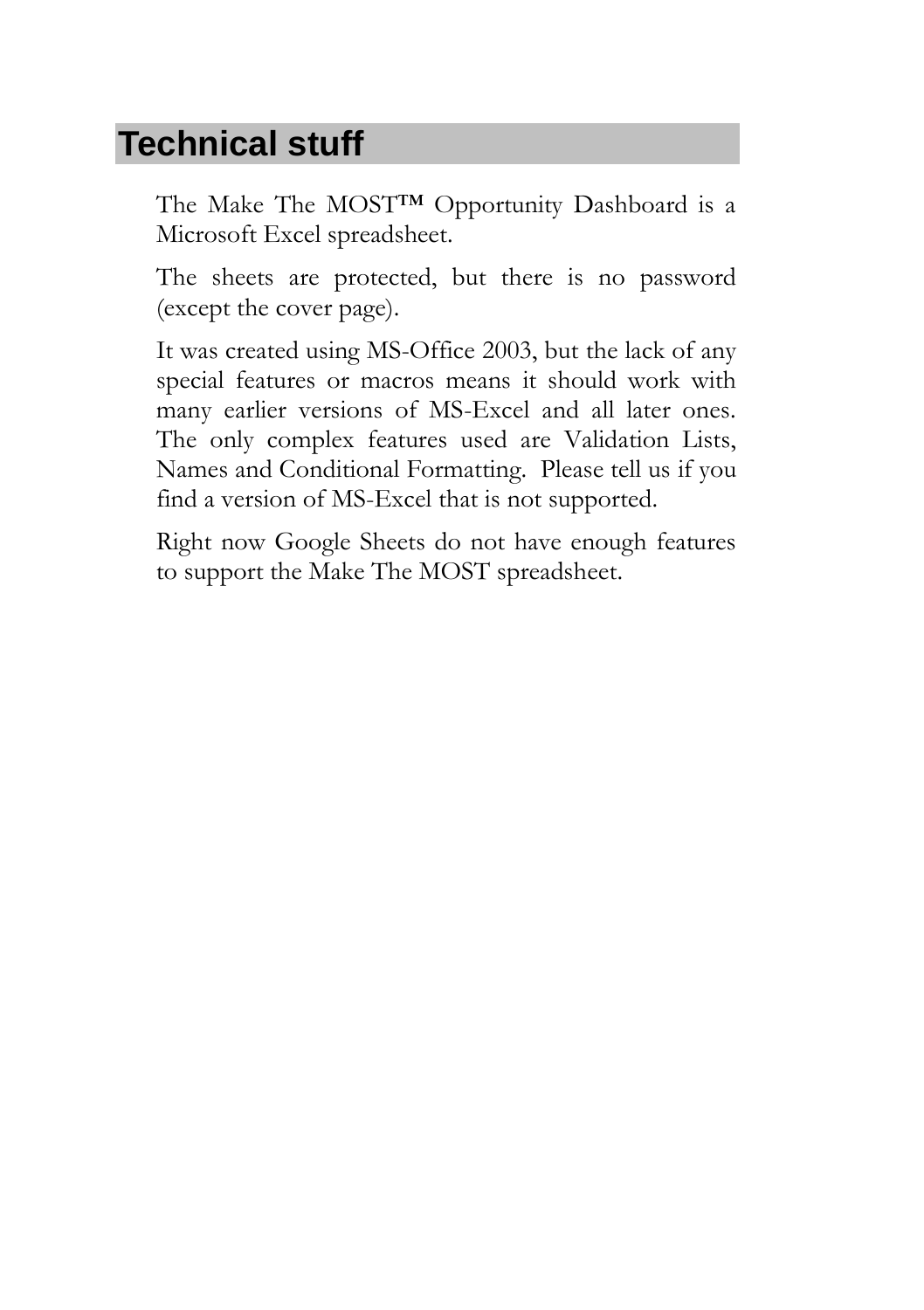## Technical stuff

The Make The MOST™ Opportunity Dashboard is a Microsoft Excel spreadsheet.

The sheets are protected, but there is no password (except the cover page).

It was created using MS-Office 2003, but the lack of any special features or macros means it should work with many earlier versions of MS-Excel and all later ones. The only complex features used are Validation Lists, Names and Conditional Formatting. Please tell us if you find a version of MS-Excel that is not supported.

Right now Google Sheets do not have enough features to support the Make The MOST spreadsheet.